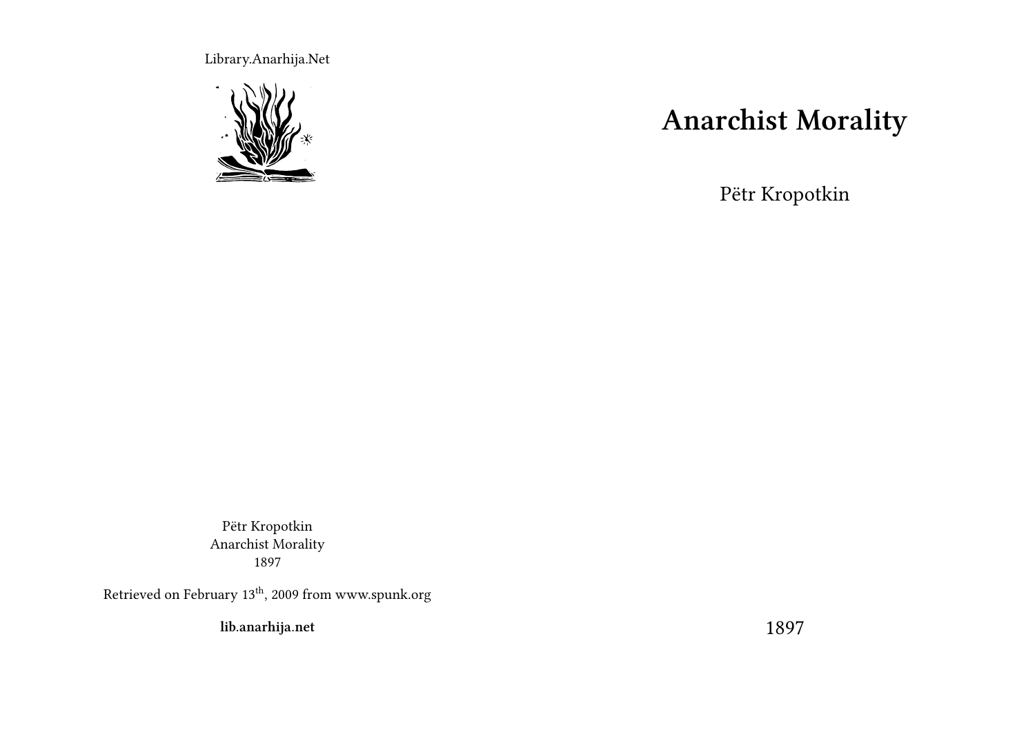Library.Anarhija.Net

# Anarchist Morality

Pëtr Kropotkin

1897

Pëtr Kropotkin
Anarchist Morality
1897

Retrieved on February 13th, 2009 from www.spunk.org

**lib.anarhija.net**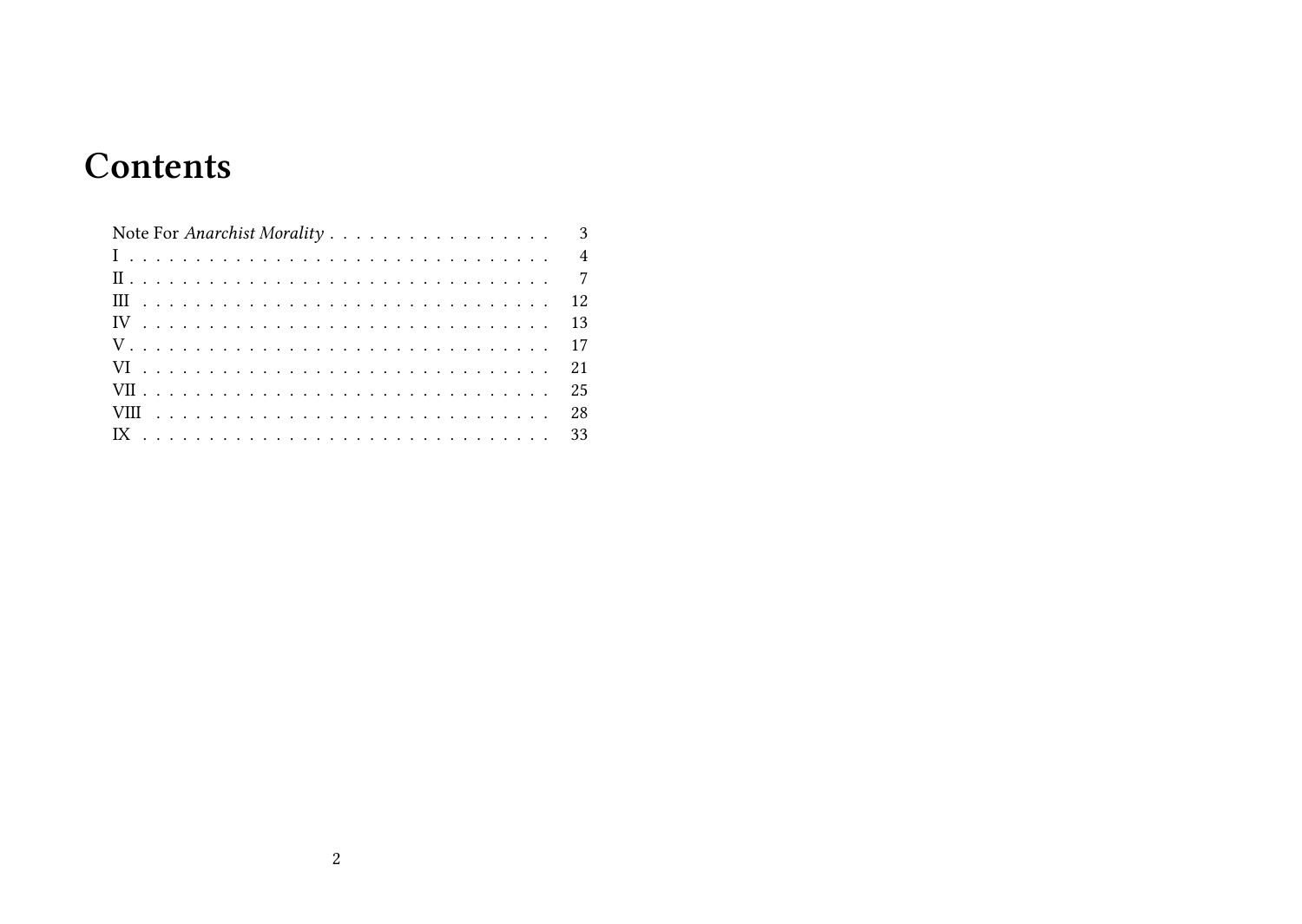# Contents

Note For *Anarchist Morality* . . . . . . . . . . . . . . . . . 3
I . . . . . . . . . . . . . . . . . . . . . . . . . . . . . . . 4
II . . . . . . . . . . . . . . . . . . . . . . . . . . . . . . 7
III . . . . . . . . . . . . . . . . . . . . . . . . . . . . . 12
IV . . . . . . . . . . . . . . . . . . . . . . . . . . . . . . 13
V . . . . . . . . . . . . . . . . . . . . . . . . . . . . . . 17
VI . . . . . . . . . . . . . . . . . . . . . . . . . . . . . . 21
VII . . . . . . . . . . . . . . . . . . . . . . . . . . . . . 25
VIII . . . . . . . . . . . . . . . . . . . . . . . . . . . . 28
IX . . . . . . . . . . . . . . . . . . . . . . . . . . . . . . 33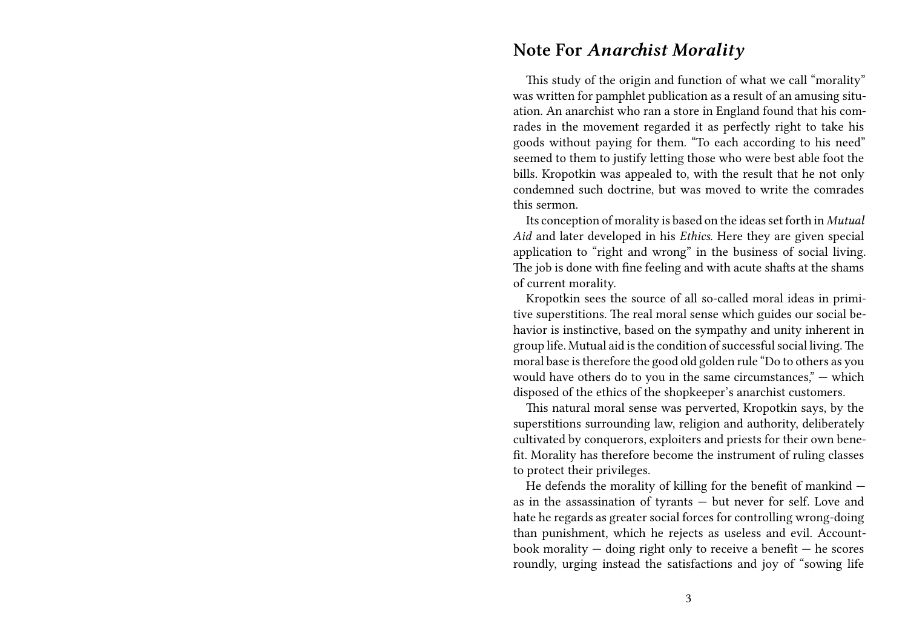## Note For *Anarchist Morality*

This study of the origin and function of what we call "morality" was written for pamphlet publication as a result of an amusing situation. An anarchist who ran a store in England found that his comrades in the movement regarded it as perfectly right to take his goods without paying for them. "To each according to his need" seemed to them to justify letting those who were best able foot the bills. Kropotkin was appealed to, with the result that he not only condemned such doctrine, but was moved to write the comrades this sermon.

Its conception of morality is based on the ideas set forth in *Mutual Aid* and later developed in his *Ethics*. Here they are given special application to "right and wrong" in the business of social living. The job is done with fine feeling and with acute shafts at the shams of current morality.

Kropotkin sees the source of all so-called moral ideas in primitive superstitions. The real moral sense which guides our social behavior is instinctive, based on the sympathy and unity inherent in group life. Mutual aid is the condition of successful social living. The moral base is therefore the good old golden rule "Do to others as you would have others do to you in the same circumstances," — which disposed of the ethics of the shopkeeper's anarchist customers.

This natural moral sense was perverted, Kropotkin says, by the superstitions surrounding law, religion and authority, deliberately cultivated by conquerors, exploiters and priests for their own benefit. Morality has therefore become the instrument of ruling classes to protect their privileges.

He defends the morality of killing for the benefit of mankind — as in the assassination of tyrants — but never for self. Love and hate he regards as greater social forces for controlling wrong-doing than punishment, which he rejects as useless and evil. Account-book morality — doing right only to receive a benefit — he scores roundly, urging instead the satisfactions and joy of "sowing life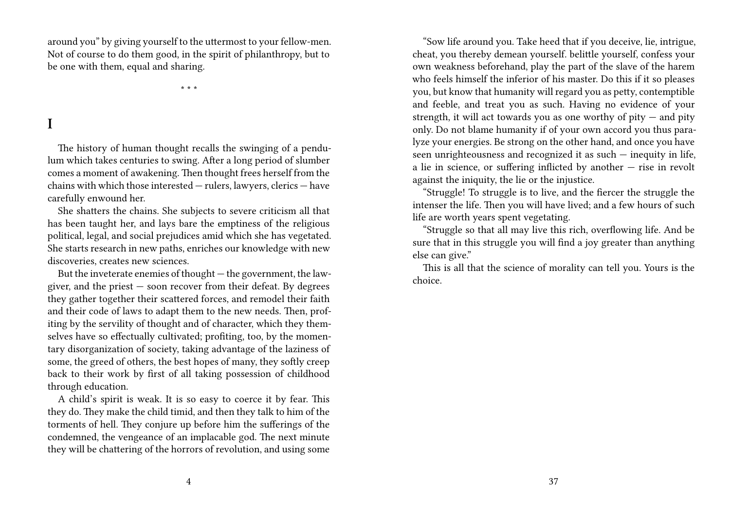around you" by giving yourself to the uttermost to your fellow-men. Not of course to do them good, in the spirit of philanthropy, but to be one with them, equal and sharing.

* * *

## I

The history of human thought recalls the swinging of a pendulum which takes centuries to swing. After a long period of slumber comes a moment of awakening. Then thought frees herself from the chains with which those interested — rulers, lawyers, clerics — have carefully enwound her.

She shatters the chains. She subjects to severe criticism all that has been taught her, and lays bare the emptiness of the religious political, legal, and social prejudices amid which she has vegetated. She starts research in new paths, enriches our knowledge with new discoveries, creates new sciences.

But the inveterate enemies of thought — the government, the lawgiver, and the priest — soon recover from their defeat. By degrees they gather together their scattered forces, and remodel their faith and their code of laws to adapt them to the new needs. Then, profiting by the servility of thought and of character, which they themselves have so effectually cultivated; profiting, too, by the momentary disorganization of society, taking advantage of the laziness of some, the greed of others, the best hopes of many, they softly creep back to their work by first of all taking possession of childhood through education.

A child's spirit is weak. It is so easy to coerce it by fear. This they do. They make the child timid, and then they talk to him of the torments of hell. They conjure up before him the sufferings of the condemned, the vengeance of an implacable god. The next minute they will be chattering of the horrors of revolution, and using some

"Sow life around you. Take heed that if you deceive, lie, intrigue, cheat, you thereby demean yourself. belittle yourself, confess your own weakness beforehand, play the part of the slave of the harem who feels himself the inferior of his master. Do this if it so pleases you, but know that humanity will regard you as petty, contemptible and feeble, and treat you as such. Having no evidence of your strength, it will act towards you as one worthy of pity — and pity only. Do not blame humanity if of your own accord you thus paralyze your energies. Be strong on the other hand, and once you have seen unrighteousness and recognized it as such — inequity in life, a lie in science, or suffering inflicted by another — rise in revolt against the iniquity, the lie or the injustice.

"Struggle! To struggle is to live, and the fiercer the struggle the intenser the life. Then you will have lived; and a few hours of such life are worth years spent vegetating.

"Struggle so that all may live this rich, overflowing life. And be sure that in this struggle you will find a joy greater than anything else can give."

This is all that the science of morality can tell you. Yours is the choice.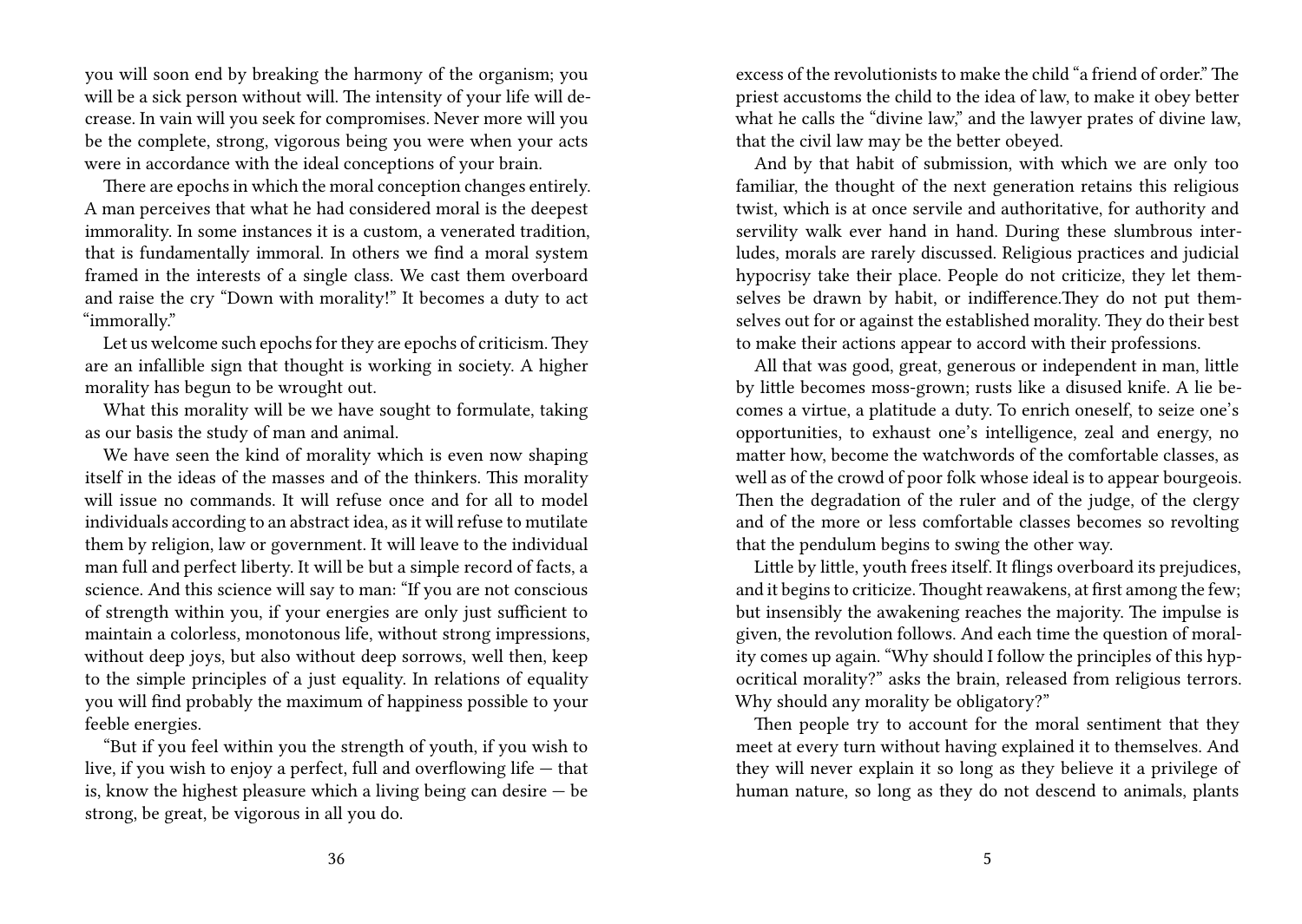you will soon end by breaking the harmony of the organism; you will be a sick person without will. The intensity of your life will decrease. In vain will you seek for compromises. Never more will you be the complete, strong, vigorous being you were when your acts were in accordance with the ideal conceptions of your brain.

There are epochs in which the moral conception changes entirely. A man perceives that what he had considered moral is the deepest immorality. In some instances it is a custom, a venerated tradition, that is fundamentally immoral. In others we find a moral system framed in the interests of a single class. We cast them overboard and raise the cry "Down with morality!" It becomes a duty to act "immorally."

Let us welcome such epochs for they are epochs of criticism. They are an infallible sign that thought is working in society. A higher morality has begun to be wrought out.

What this morality will be we have sought to formulate, taking as our basis the study of man and animal.

We have seen the kind of morality which is even now shaping itself in the ideas of the masses and of the thinkers. This morality will issue no commands. It will refuse once and for all to model individuals according to an abstract idea, as it will refuse to mutilate them by religion, law or government. It will leave to the individual man full and perfect liberty. It will be but a simple record of facts, a science. And this science will say to man: "If you are not conscious of strength within you, if your energies are only just sufficient to maintain a colorless, monotonous life, without strong impressions, without deep joys, but also without deep sorrows, well then, keep to the simple principles of a just equality. In relations of equality you will find probably the maximum of happiness possible to your feeble energies.

"But if you feel within you the strength of youth, if you wish to live, if you wish to enjoy a perfect, full and overflowing life — that is, know the highest pleasure which a living being can desire — be strong, be great, be vigorous in all you do.

excess of the revolutionists to make the child "a friend of order." The priest accustoms the child to the idea of law, to make it obey better what he calls the "divine law," and the lawyer prates of divine law, that the civil law may be the better obeyed.

And by that habit of submission, with which we are only too familiar, the thought of the next generation retains this religious twist, which is at once servile and authoritative, for authority and servility walk ever hand in hand. During these slumbrous interludes, morals are rarely discussed. Religious practices and judicial hypocrisy take their place. People do not criticize, they let themselves be drawn by habit, or indifference.They do not put themselves out for or against the established morality. They do their best to make their actions appear to accord with their professions.

All that was good, great, generous or independent in man, little by little becomes moss-grown; rusts like a disused knife. A lie becomes a virtue, a platitude a duty. To enrich oneself, to seize one's opportunities, to exhaust one's intelligence, zeal and energy, no matter how, become the watchwords of the comfortable classes, as well as of the crowd of poor folk whose ideal is to appear bourgeois. Then the degradation of the ruler and of the judge, of the clergy and of the more or less comfortable classes becomes so revolting that the pendulum begins to swing the other way.

Little by little, youth frees itself. It flings overboard its prejudices, and it begins to criticize. Thought reawakens, at first among the few; but insensibly the awakening reaches the majority. The impulse is given, the revolution follows. And each time the question of morality comes up again. "Why should I follow the principles of this hypocritical morality?" asks the brain, released from religious terrors. Why should any morality be obligatory?"

Then people try to account for the moral sentiment that they meet at every turn without having explained it to themselves. And they will never explain it so long as they believe it a privilege of human nature, so long as they do not descend to animals, plants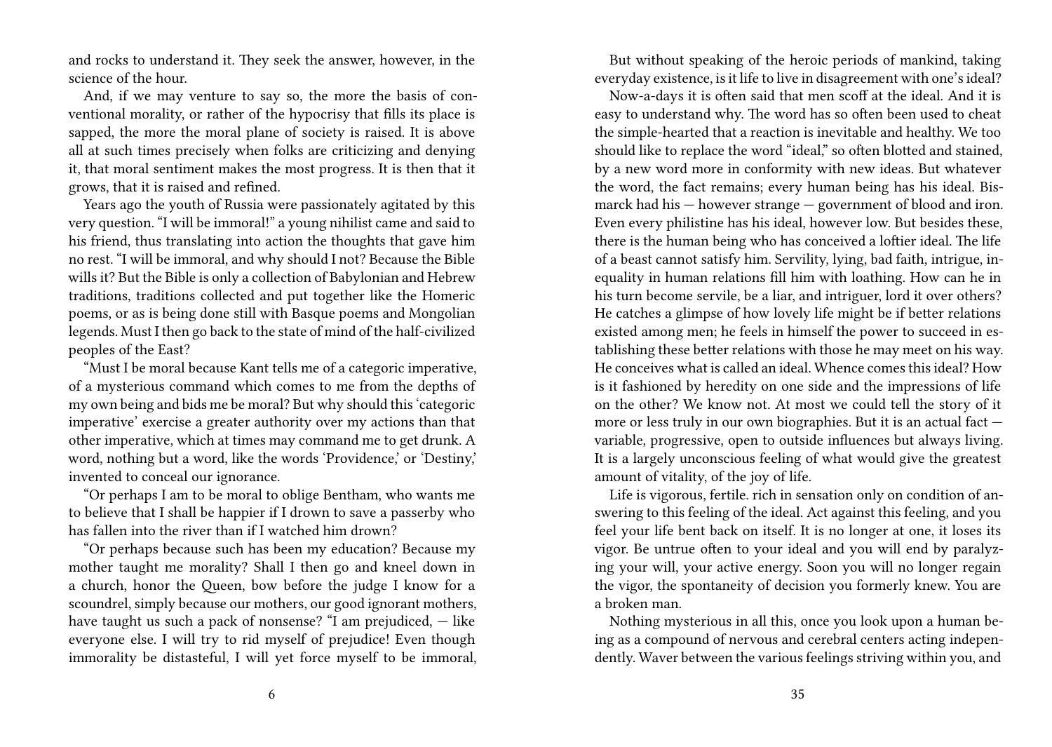and rocks to understand it. They seek the answer, however, in the science of the hour.

And, if we may venture to say so, the more the basis of conventional morality, or rather of the hypocrisy that fills its place is sapped, the more the moral plane of society is raised. It is above all at such times precisely when folks are criticizing and denying it, that moral sentiment makes the most progress. It is then that it grows, that it is raised and refined.

Years ago the youth of Russia were passionately agitated by this very question. "I will be immoral!" a young nihilist came and said to his friend, thus translating into action the thoughts that gave him no rest. "I will be immoral, and why should I not? Because the Bible wills it? But the Bible is only a collection of Babylonian and Hebrew traditions, traditions collected and put together like the Homeric poems, or as is being done still with Basque poems and Mongolian legends. Must I then go back to the state of mind of the half-civilized peoples of the East?

"Must I be moral because Kant tells me of a categoric imperative, of a mysterious command which comes to me from the depths of my own being and bids me be moral? But why should this 'categoric imperative' exercise a greater authority over my actions than that other imperative, which at times may command me to get drunk. A word, nothing but a word, like the words 'Providence,' or 'Destiny,' invented to conceal our ignorance.

"Or perhaps I am to be moral to oblige Bentham, who wants me to believe that I shall be happier if I drown to save a passerby who has fallen into the river than if I watched him drown?

"Or perhaps because such has been my education? Because my mother taught me morality? Shall I then go and kneel down in a church, honor the Queen, bow before the judge I know for a scoundrel, simply because our mothers, our good ignorant mothers, have taught us such a pack of nonsense? "I am prejudiced, — like everyone else. I will try to rid myself of prejudice! Even though immorality be distasteful, I will yet force myself to be immoral,

But without speaking of the heroic periods of mankind, taking everyday existence, is it life to live in disagreement with one's ideal?

Now-a-days it is often said that men scoff at the ideal. And it is easy to understand why. The word has so often been used to cheat the simple-hearted that a reaction is inevitable and healthy. We too should like to replace the word "ideal," so often blotted and stained, by a new word more in conformity with new ideas. But whatever the word, the fact remains; every human being has his ideal. Bismarck had his — however strange — government of blood and iron. Even every philistine has his ideal, however low. But besides these, there is the human being who has conceived a loftier ideal. The life of a beast cannot satisfy him. Servility, lying, bad faith, intrigue, inequality in human relations fill him with loathing. How can he in his turn become servile, be a liar, and intriguer, lord it over others? He catches a glimpse of how lovely life might be if better relations existed among men; he feels in himself the power to succeed in establishing these better relations with those he may meet on his way. He conceives what is called an ideal. Whence comes this ideal? How is it fashioned by heredity on one side and the impressions of life on the other? We know not. At most we could tell the story of it more or less truly in our own biographies. But it is an actual fact — variable, progressive, open to outside influences but always living. It is a largely unconscious feeling of what would give the greatest amount of vitality, of the joy of life.

Life is vigorous, fertile. rich in sensation only on condition of answering to this feeling of the ideal. Act against this feeling, and you feel your life bent back on itself. It is no longer at one, it loses its vigor. Be untrue often to your ideal and you will end by paralyzing your will, your active energy. Soon you will no longer regain the vigor, the spontaneity of decision you formerly knew. You are a broken man.

Nothing mysterious in all this, once you look upon a human being as a compound of nervous and cerebral centers acting independently. Waver between the various feelings striving within you, and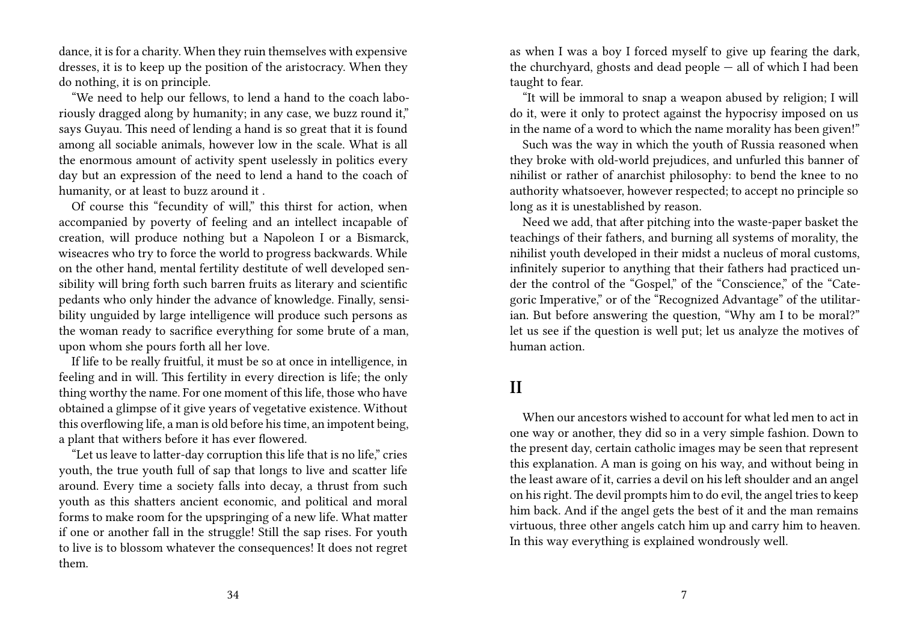dance, it is for a charity. When they ruin themselves with expensive dresses, it is to keep up the position of the aristocracy. When they do nothing, it is on principle.

"We need to help our fellows, to lend a hand to the coach laboriously dragged along by humanity; in any case, we buzz round it," says Guyau. This need of lending a hand is so great that it is found among all sociable animals, however low in the scale. What is all the enormous amount of activity spent uselessly in politics every day but an expression of the need to lend a hand to the coach of humanity, or at least to buzz around it .

Of course this "fecundity of will," this thirst for action, when accompanied by poverty of feeling and an intellect incapable of creation, will produce nothing but a Napoleon I or a Bismarck, wiseacres who try to force the world to progress backwards. While on the other hand, mental fertility destitute of well developed sensibility will bring forth such barren fruits as literary and scientific pedants who only hinder the advance of knowledge. Finally, sensibility unguided by large intelligence will produce such persons as the woman ready to sacrifice everything for some brute of a man, upon whom she pours forth all her love.

If life to be really fruitful, it must be so at once in intelligence, in feeling and in will. This fertility in every direction is life; the only thing worthy the name. For one moment of this life, those who have obtained a glimpse of it give years of vegetative existence. Without this overflowing life, a man is old before his time, an impotent being, a plant that withers before it has ever flowered.

"Let us leave to latter-day corruption this life that is no life," cries youth, the true youth full of sap that longs to live and scatter life around. Every time a society falls into decay, a thrust from such youth as this shatters ancient economic, and political and moral forms to make room for the upspringing of a new life. What matter if one or another fall in the struggle! Still the sap rises. For youth to live is to blossom whatever the consequences! It does not regret them.

as when I was a boy I forced myself to give up fearing the dark, the churchyard, ghosts and dead people — all of which I had been taught to fear.

"It will be immoral to snap a weapon abused by religion; I will do it, were it only to protect against the hypocrisy imposed on us in the name of a word to which the name morality has been given!"

Such was the way in which the youth of Russia reasoned when they broke with old-world prejudices, and unfurled this banner of nihilist or rather of anarchist philosophy: to bend the knee to no authority whatsoever, however respected; to accept no principle so long as it is unestablished by reason.

Need we add, that after pitching into the waste-paper basket the teachings of their fathers, and burning all systems of morality, the nihilist youth developed in their midst a nucleus of moral customs, infinitely superior to anything that their fathers had practiced under the control of the "Gospel," of the "Conscience," of the "Categoric Imperative," or of the "Recognized Advantage" of the utilitarian. But before answering the question, "Why am I to be moral?" let us see if the question is well put; let us analyze the motives of human action.

## II

When our ancestors wished to account for what led men to act in one way or another, they did so in a very simple fashion. Down to the present day, certain catholic images may be seen that represent this explanation. A man is going on his way, and without being in the least aware of it, carries a devil on his left shoulder and an angel on his right. The devil prompts him to do evil, the angel tries to keep him back. And if the angel gets the best of it and the man remains virtuous, three other angels catch him up and carry him to heaven. In this way everything is explained wondrously well.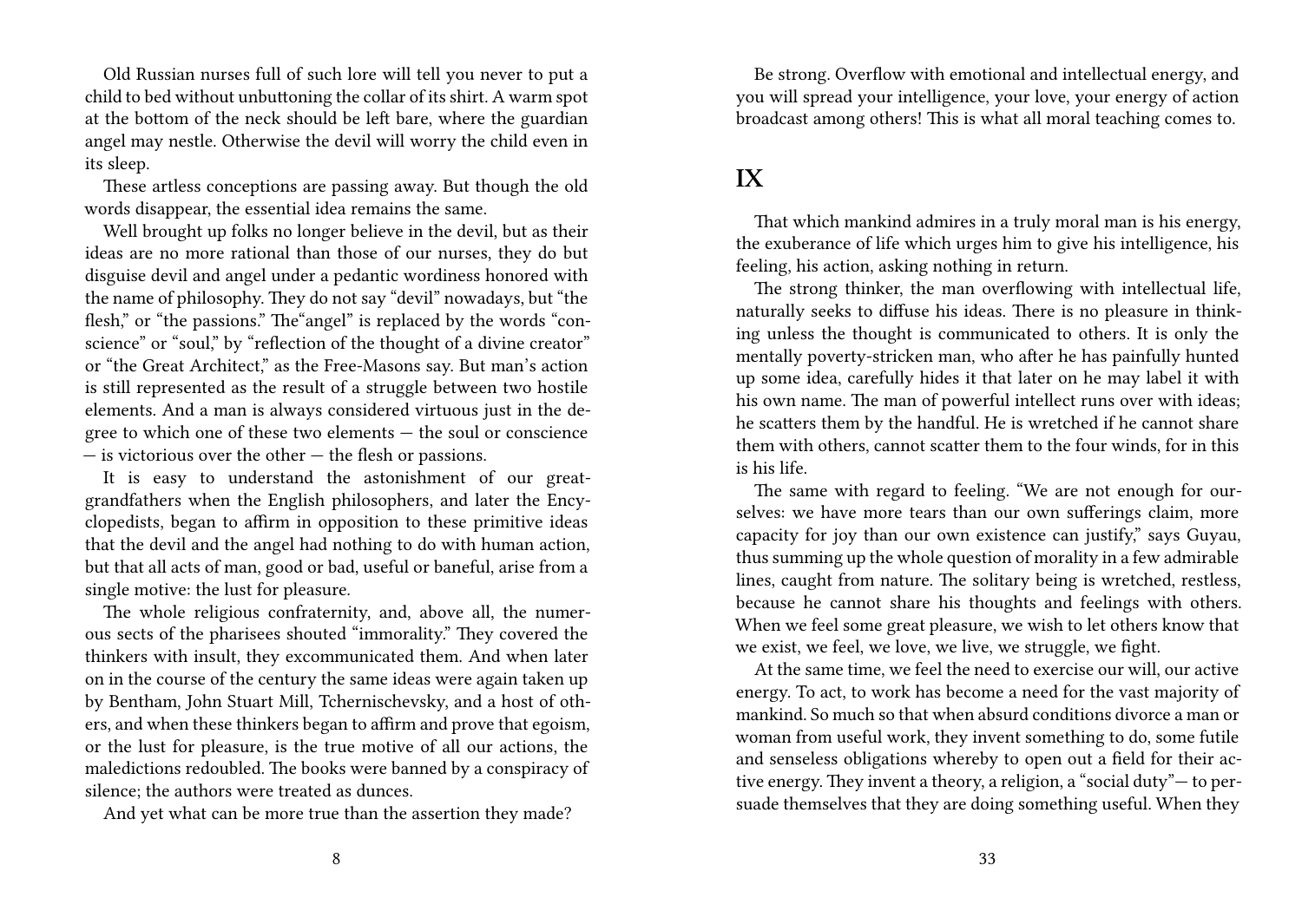Old Russian nurses full of such lore will tell you never to put a child to bed without unbuttoning the collar of its shirt. A warm spot at the bottom of the neck should be left bare, where the guardian angel may nestle. Otherwise the devil will worry the child even in its sleep.

These artless conceptions are passing away. But though the old words disappear, the essential idea remains the same.

Well brought up folks no longer believe in the devil, but as their ideas are no more rational than those of our nurses, they do but disguise devil and angel under a pedantic wordiness honored with the name of philosophy. They do not say "devil" nowadays, but "the flesh," or "the passions." The "angel" is replaced by the words "conscience" or "soul," by "reflection of the thought of a divine creator" or "the Great Architect," as the Free-Masons say. But man's action is still represented as the result of a struggle between two hostile elements. And a man is always considered virtuous just in the degree to which one of these two elements — the soul or conscience — is victorious over the other — the flesh or passions.

It is easy to understand the astonishment of our great-grandfathers when the English philosophers, and later the Encyclopedists, began to affirm in opposition to these primitive ideas that the devil and the angel had nothing to do with human action, but that all acts of man, good or bad, useful or baneful, arise from a single motive: the lust for pleasure.

The whole religious confraternity, and, above all, the numerous sects of the pharisees shouted "immorality." They covered the thinkers with insult, they excommunicated them. And when later on in the course of the century the same ideas were again taken up by Bentham, John Stuart Mill, Tchernischevsky, and a host of others, and when these thinkers began to affirm and prove that egoism, or the lust for pleasure, is the true motive of all our actions, the maledictions redoubled. The books were banned by a conspiracy of silence; the authors were treated as dunces.

And yet what can be more true than the assertion they made?

Be strong. Overflow with emotional and intellectual energy, and you will spread your intelligence, your love, your energy of action broadcast among others! This is what all moral teaching comes to.

## IX

That which mankind admires in a truly moral man is his energy, the exuberance of life which urges him to give his intelligence, his feeling, his action, asking nothing in return.

The strong thinker, the man overflowing with intellectual life, naturally seeks to diffuse his ideas. There is no pleasure in thinking unless the thought is communicated to others. It is only the mentally poverty-stricken man, who after he has painfully hunted up some idea, carefully hides it that later on he may label it with his own name. The man of powerful intellect runs over with ideas; he scatters them by the handful. He is wretched if he cannot share them with others, cannot scatter them to the four winds, for in this is his life.

The same with regard to feeling. "We are not enough for ourselves: we have more tears than our own sufferings claim, more capacity for joy than our own existence can justify," says Guyau, thus summing up the whole question of morality in a few admirable lines, caught from nature. The solitary being is wretched, restless, because he cannot share his thoughts and feelings with others. When we feel some great pleasure, we wish to let others know that we exist, we feel, we love, we live, we struggle, we fight.

At the same time, we feel the need to exercise our will, our active energy. To act, to work has become a need for the vast majority of mankind. So much so that when absurd conditions divorce a man or woman from useful work, they invent something to do, some futile and senseless obligations whereby to open out a field for their active energy. They invent a theory, a religion, a "social duty"— to persuade themselves that they are doing something useful. When they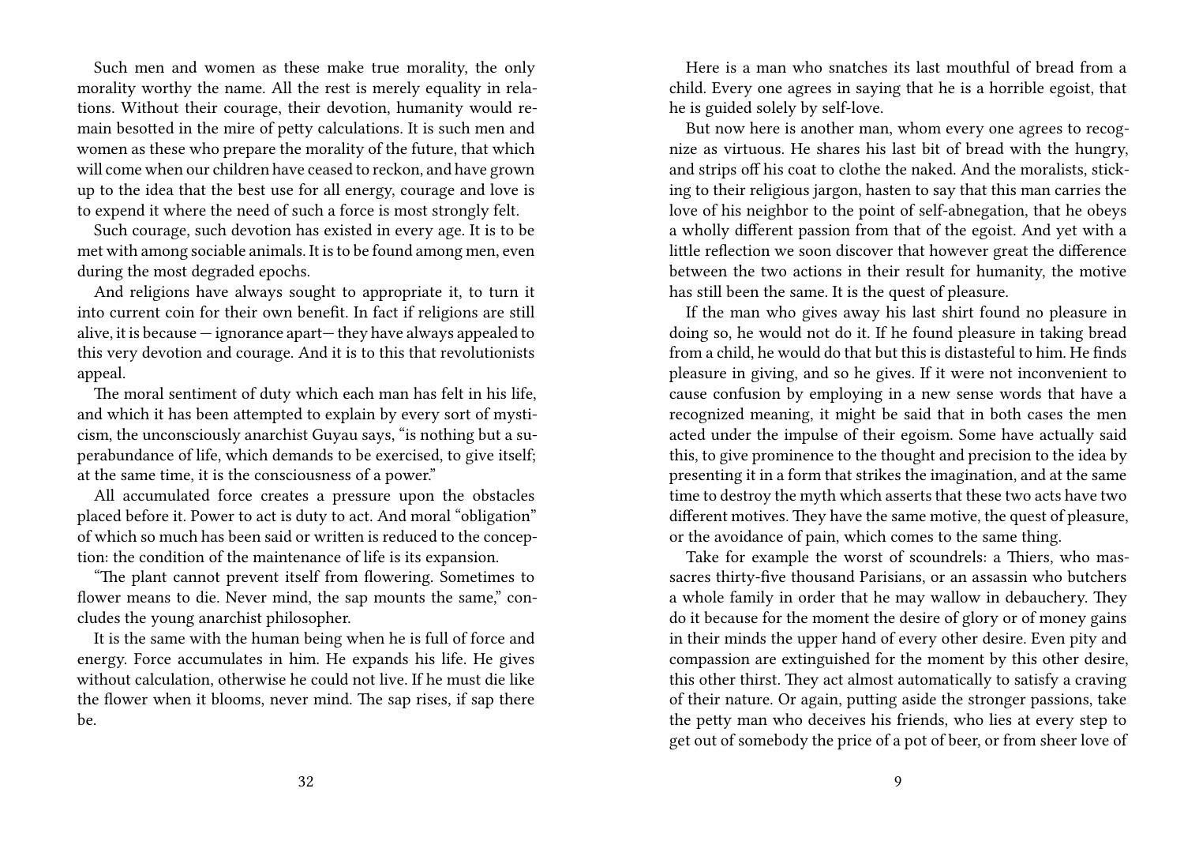Such men and women as these make true morality, the only morality worthy the name. All the rest is merely equality in relations. Without their courage, their devotion, humanity would remain besotted in the mire of petty calculations. It is such men and women as these who prepare the morality of the future, that which will come when our children have ceased to reckon, and have grown up to the idea that the best use for all energy, courage and love is to expend it where the need of such a force is most strongly felt.

Such courage, such devotion has existed in every age. It is to be met with among sociable animals. It is to be found among men, even during the most degraded epochs.

And religions have always sought to appropriate it, to turn it into current coin for their own benefit. In fact if religions are still alive, it is because — ignorance apart— they have always appealed to this very devotion and courage. And it is to this that revolutionists appeal.

The moral sentiment of duty which each man has felt in his life, and which it has been attempted to explain by every sort of mysticism, the unconsciously anarchist Guyau says, "is nothing but a superabundance of life, which demands to be exercised, to give itself; at the same time, it is the consciousness of a power."

All accumulated force creates a pressure upon the obstacles placed before it. Power to act is duty to act. And moral "obligation" of which so much has been said or written is reduced to the conception: the condition of the maintenance of life is its expansion.

"The plant cannot prevent itself from flowering. Sometimes to flower means to die. Never mind, the sap mounts the same," concludes the young anarchist philosopher.

It is the same with the human being when he is full of force and energy. Force accumulates in him. He expands his life. He gives without calculation, otherwise he could not live. If he must die like the flower when it blooms, never mind. The sap rises, if sap there be.

Here is a man who snatches its last mouthful of bread from a child. Every one agrees in saying that he is a horrible egoist, that he is guided solely by self-love.

But now here is another man, whom every one agrees to recognize as virtuous. He shares his last bit of bread with the hungry, and strips off his coat to clothe the naked. And the moralists, sticking to their religious jargon, hasten to say that this man carries the love of his neighbor to the point of self-abnegation, that he obeys a wholly different passion from that of the egoist. And yet with a little reflection we soon discover that however great the difference between the two actions in their result for humanity, the motive has still been the same. It is the quest of pleasure.

If the man who gives away his last shirt found no pleasure in doing so, he would not do it. If he found pleasure in taking bread from a child, he would do that but this is distasteful to him. He finds pleasure in giving, and so he gives. If it were not inconvenient to cause confusion by employing in a new sense words that have a recognized meaning, it might be said that in both cases the men acted under the impulse of their egoism. Some have actually said this, to give prominence to the thought and precision to the idea by presenting it in a form that strikes the imagination, and at the same time to destroy the myth which asserts that these two acts have two different motives. They have the same motive, the quest of pleasure, or the avoidance of pain, which comes to the same thing.

Take for example the worst of scoundrels: a Thiers, who massacres thirty-five thousand Parisians, or an assassin who butchers a whole family in order that he may wallow in debauchery. They do it because for the moment the desire of glory or of money gains in their minds the upper hand of every other desire. Even pity and compassion are extinguished for the moment by this other desire, this other thirst. They act almost automatically to satisfy a craving of their nature. Or again, putting aside the stronger passions, take the petty man who deceives his friends, who lies at every step to get out of somebody the price of a pot of beer, or from sheer love of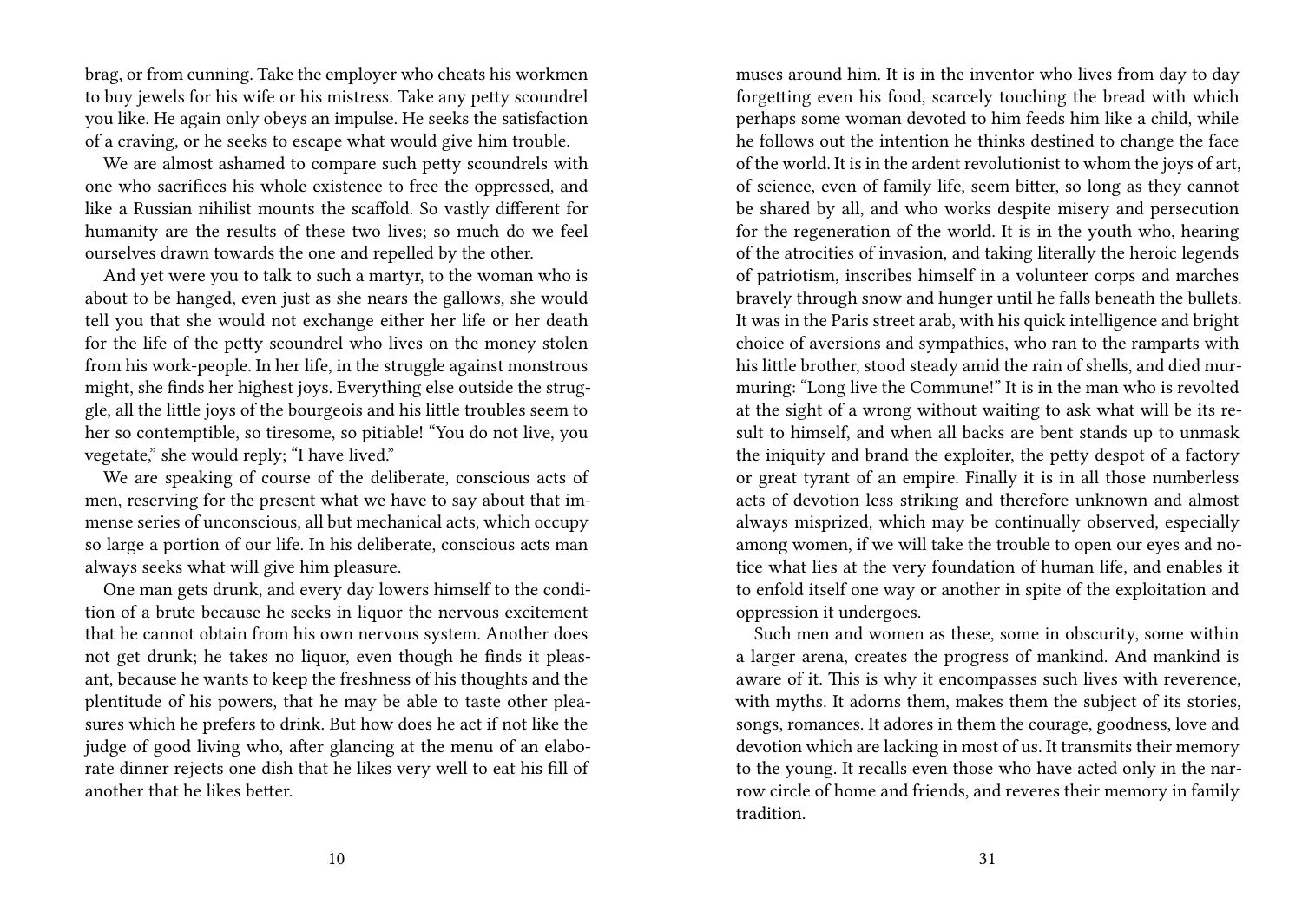brag, or from cunning. Take the employer who cheats his workmen to buy jewels for his wife or his mistress. Take any petty scoundrel you like. He again only obeys an impulse. He seeks the satisfaction of a craving, or he seeks to escape what would give him trouble.

We are almost ashamed to compare such petty scoundrels with one who sacrifices his whole existence to free the oppressed, and like a Russian nihilist mounts the scaffold. So vastly different for humanity are the results of these two lives; so much do we feel ourselves drawn towards the one and repelled by the other.

And yet were you to talk to such a martyr, to the woman who is about to be hanged, even just as she nears the gallows, she would tell you that she would not exchange either her life or her death for the life of the petty scoundrel who lives on the money stolen from his work-people. In her life, in the struggle against monstrous might, she finds her highest joys. Everything else outside the struggle, all the little joys of the bourgeois and his little troubles seem to her so contemptible, so tiresome, so pitiable! "You do not live, you vegetate," she would reply; "I have lived."

We are speaking of course of the deliberate, conscious acts of men, reserving for the present what we have to say about that immense series of unconscious, all but mechanical acts, which occupy so large a portion of our life. In his deliberate, conscious acts man always seeks what will give him pleasure.

One man gets drunk, and every day lowers himself to the condition of a brute because he seeks in liquor the nervous excitement that he cannot obtain from his own nervous system. Another does not get drunk; he takes no liquor, even though he finds it pleasant, because he wants to keep the freshness of his thoughts and the plentitude of his powers, that he may be able to taste other pleasures which he prefers to drink. But how does he act if not like the judge of good living who, after glancing at the menu of an elaborate dinner rejects one dish that he likes very well to eat his fill of another that he likes better.

muses around him. It is in the inventor who lives from day to day forgetting even his food, scarcely touching the bread with which perhaps some woman devoted to him feeds him like a child, while he follows out the intention he thinks destined to change the face of the world. It is in the ardent revolutionist to whom the joys of art, of science, even of family life, seem bitter, so long as they cannot be shared by all, and who works despite misery and persecution for the regeneration of the world. It is in the youth who, hearing of the atrocities of invasion, and taking literally the heroic legends of patriotism, inscribes himself in a volunteer corps and marches bravely through snow and hunger until he falls beneath the bullets. It was in the Paris street arab, with his quick intelligence and bright choice of aversions and sympathies, who ran to the ramparts with his little brother, stood steady amid the rain of shells, and died murmuring: "Long live the Commune!" It is in the man who is revolted at the sight of a wrong without waiting to ask what will be its result to himself, and when all backs are bent stands up to unmask the iniquity and brand the exploiter, the petty despot of a factory or great tyrant of an empire. Finally it is in all those numberless acts of devotion less striking and therefore unknown and almost always misprized, which may be continually observed, especially among women, if we will take the trouble to open our eyes and notice what lies at the very foundation of human life, and enables it to enfold itself one way or another in spite of the exploitation and oppression it undergoes.

Such men and women as these, some in obscurity, some within a larger arena, creates the progress of mankind. And mankind is aware of it. This is why it encompasses such lives with reverence, with myths. It adorns them, makes them the subject of its stories, songs, romances. It adores in them the courage, goodness, love and devotion which are lacking in most of us. It transmits their memory to the young. It recalls even those who have acted only in the narrow circle of home and friends, and reveres their memory in family tradition.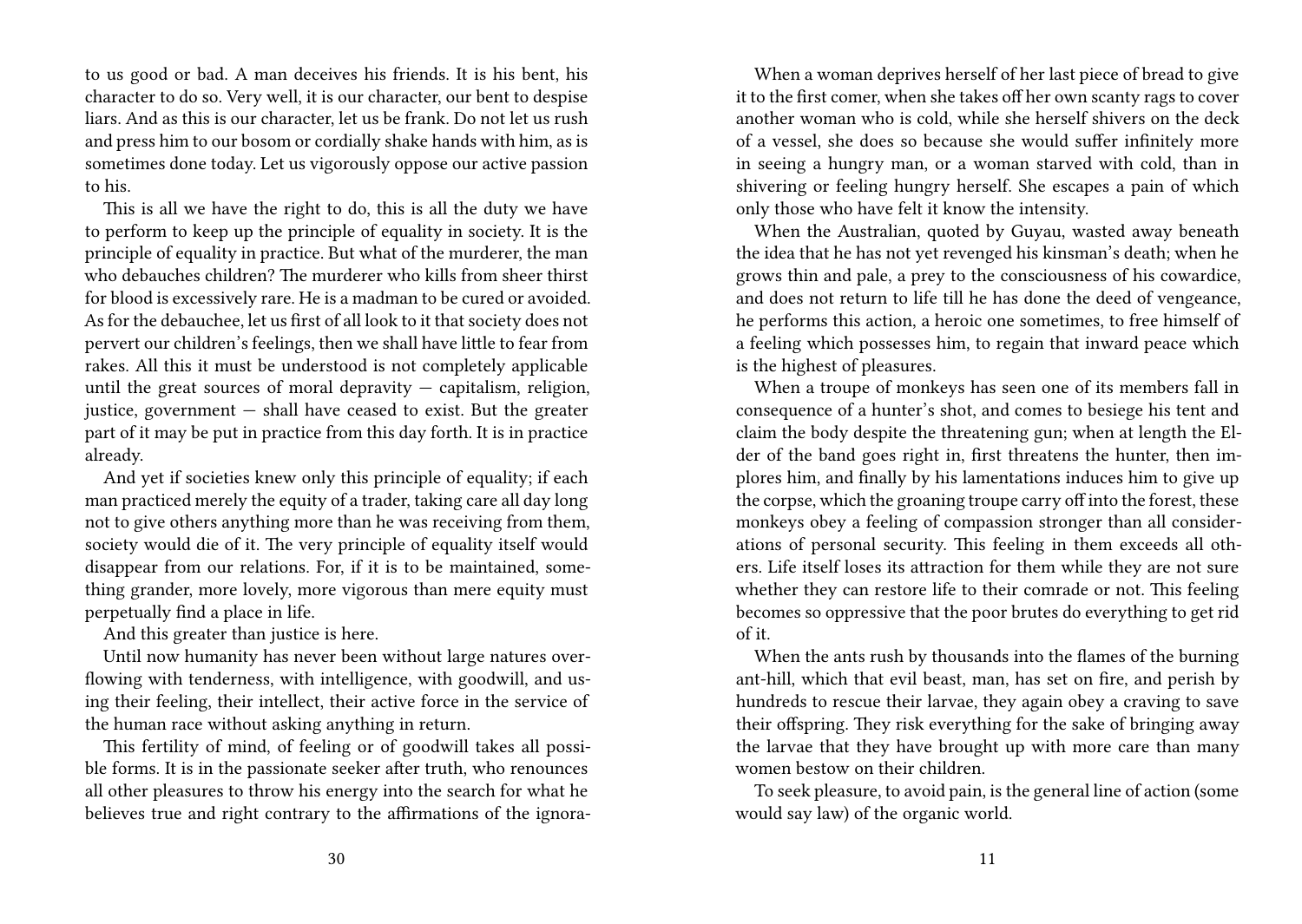to us good or bad. A man deceives his friends. It is his bent, his character to do so. Very well, it is our character, our bent to despise liars. And as this is our character, let us be frank. Do not let us rush and press him to our bosom or cordially shake hands with him, as is sometimes done today. Let us vigorously oppose our active passion to his.

This is all we have the right to do, this is all the duty we have to perform to keep up the principle of equality in society. It is the principle of equality in practice. But what of the murderer, the man who debauches children? The murderer who kills from sheer thirst for blood is excessively rare. He is a madman to be cured or avoided. As for the debauchee, let us first of all look to it that society does not pervert our children's feelings, then we shall have little to fear from rakes. All this it must be understood is not completely applicable until the great sources of moral depravity — capitalism, religion, justice, government — shall have ceased to exist. But the greater part of it may be put in practice from this day forth. It is in practice already.

And yet if societies knew only this principle of equality; if each man practiced merely the equity of a trader, taking care all day long not to give others anything more than he was receiving from them, society would die of it. The very principle of equality itself would disappear from our relations. For, if it is to be maintained, something grander, more lovely, more vigorous than mere equity must perpetually find a place in life.

And this greater than justice is here.

Until now humanity has never been without large natures overflowing with tenderness, with intelligence, with goodwill, and using their feeling, their intellect, their active force in the service of the human race without asking anything in return.

This fertility of mind, of feeling or of goodwill takes all possible forms. It is in the passionate seeker after truth, who renounces all other pleasures to throw his energy into the search for what he believes true and right contrary to the affirmations of the ignora-

When a woman deprives herself of her last piece of bread to give it to the first comer, when she takes off her own scanty rags to cover another woman who is cold, while she herself shivers on the deck of a vessel, she does so because she would suffer infinitely more in seeing a hungry man, or a woman starved with cold, than in shivering or feeling hungry herself. She escapes a pain of which only those who have felt it know the intensity.

When the Australian, quoted by Guyau, wasted away beneath the idea that he has not yet revenged his kinsman's death; when he grows thin and pale, a prey to the consciousness of his cowardice, and does not return to life till he has done the deed of vengeance, he performs this action, a heroic one sometimes, to free himself of a feeling which possesses him, to regain that inward peace which is the highest of pleasures.

When a troupe of monkeys has seen one of its members fall in consequence of a hunter's shot, and comes to besiege his tent and claim the body despite the threatening gun; when at length the Elder of the band goes right in, first threatens the hunter, then implores him, and finally by his lamentations induces him to give up the corpse, which the groaning troupe carry off into the forest, these monkeys obey a feeling of compassion stronger than all considerations of personal security. This feeling in them exceeds all others. Life itself loses its attraction for them while they are not sure whether they can restore life to their comrade or not. This feeling becomes so oppressive that the poor brutes do everything to get rid of it.

When the ants rush by thousands into the flames of the burning ant-hill, which that evil beast, man, has set on fire, and perish by hundreds to rescue their larvae, they again obey a craving to save their offspring. They risk everything for the sake of bringing away the larvae that they have brought up with more care than many women bestow on their children.

To seek pleasure, to avoid pain, is the general line of action (some would say law) of the organic world.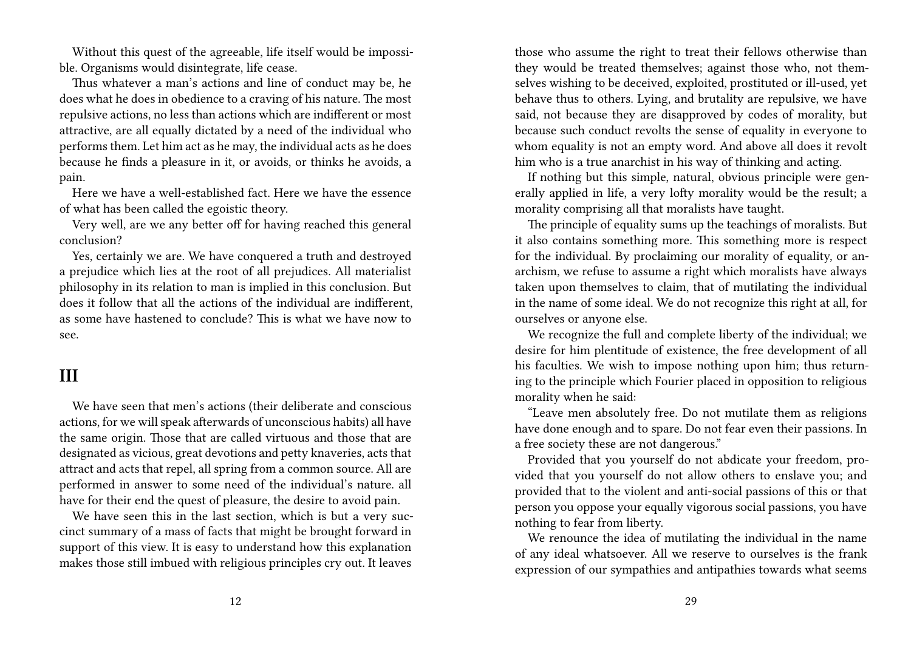Without this quest of the agreeable, life itself would be impossible. Organisms would disintegrate, life cease.

Thus whatever a man's actions and line of conduct may be, he does what he does in obedience to a craving of his nature. The most repulsive actions, no less than actions which are indifferent or most attractive, are all equally dictated by a need of the individual who performs them. Let him act as he may, the individual acts as he does because he finds a pleasure in it, or avoids, or thinks he avoids, a pain.

Here we have a well-established fact. Here we have the essence of what has been called the egoistic theory.

Very well, are we any better off for having reached this general conclusion?

Yes, certainly we are. We have conquered a truth and destroyed a prejudice which lies at the root of all prejudices. All materialist philosophy in its relation to man is implied in this conclusion. But does it follow that all the actions of the individual are indifferent, as some have hastened to conclude? This is what we have now to see.

## III

We have seen that men's actions (their deliberate and conscious actions, for we will speak afterwards of unconscious habits) all have the same origin. Those that are called virtuous and those that are designated as vicious, great devotions and petty knaveries, acts that attract and acts that repel, all spring from a common source. All are performed in answer to some need of the individual's nature. all have for their end the quest of pleasure, the desire to avoid pain.

We have seen this in the last section, which is but a very succinct summary of a mass of facts that might be brought forward in support of this view. It is easy to understand how this explanation makes those still imbued with religious principles cry out. It leaves

those who assume the right to treat their fellows otherwise than they would be treated themselves; against those who, not themselves wishing to be deceived, exploited, prostituted or ill-used, yet behave thus to others. Lying, and brutality are repulsive, we have said, not because they are disapproved by codes of morality, but because such conduct revolts the sense of equality in everyone to whom equality is not an empty word. And above all does it revolt him who is a true anarchist in his way of thinking and acting.

If nothing but this simple, natural, obvious principle were generally applied in life, a very lofty morality would be the result; a morality comprising all that moralists have taught.

The principle of equality sums up the teachings of moralists. But it also contains something more. This something more is respect for the individual. By proclaiming our morality of equality, or anarchism, we refuse to assume a right which moralists have always taken upon themselves to claim, that of mutilating the individual in the name of some ideal. We do not recognize this right at all, for ourselves or anyone else.

We recognize the full and complete liberty of the individual; we desire for him plentitude of existence, the free development of all his faculties. We wish to impose nothing upon him; thus returning to the principle which Fourier placed in opposition to religious morality when he said:

"Leave men absolutely free. Do not mutilate them as religions have done enough and to spare. Do not fear even their passions. In a free society these are not dangerous."

Provided that you yourself do not abdicate your freedom, provided that you yourself do not allow others to enslave you; and provided that to the violent and anti-social passions of this or that person you oppose your equally vigorous social passions, you have nothing to fear from liberty.

We renounce the idea of mutilating the individual in the name of any ideal whatsoever. All we reserve to ourselves is the frank expression of our sympathies and antipathies towards what seems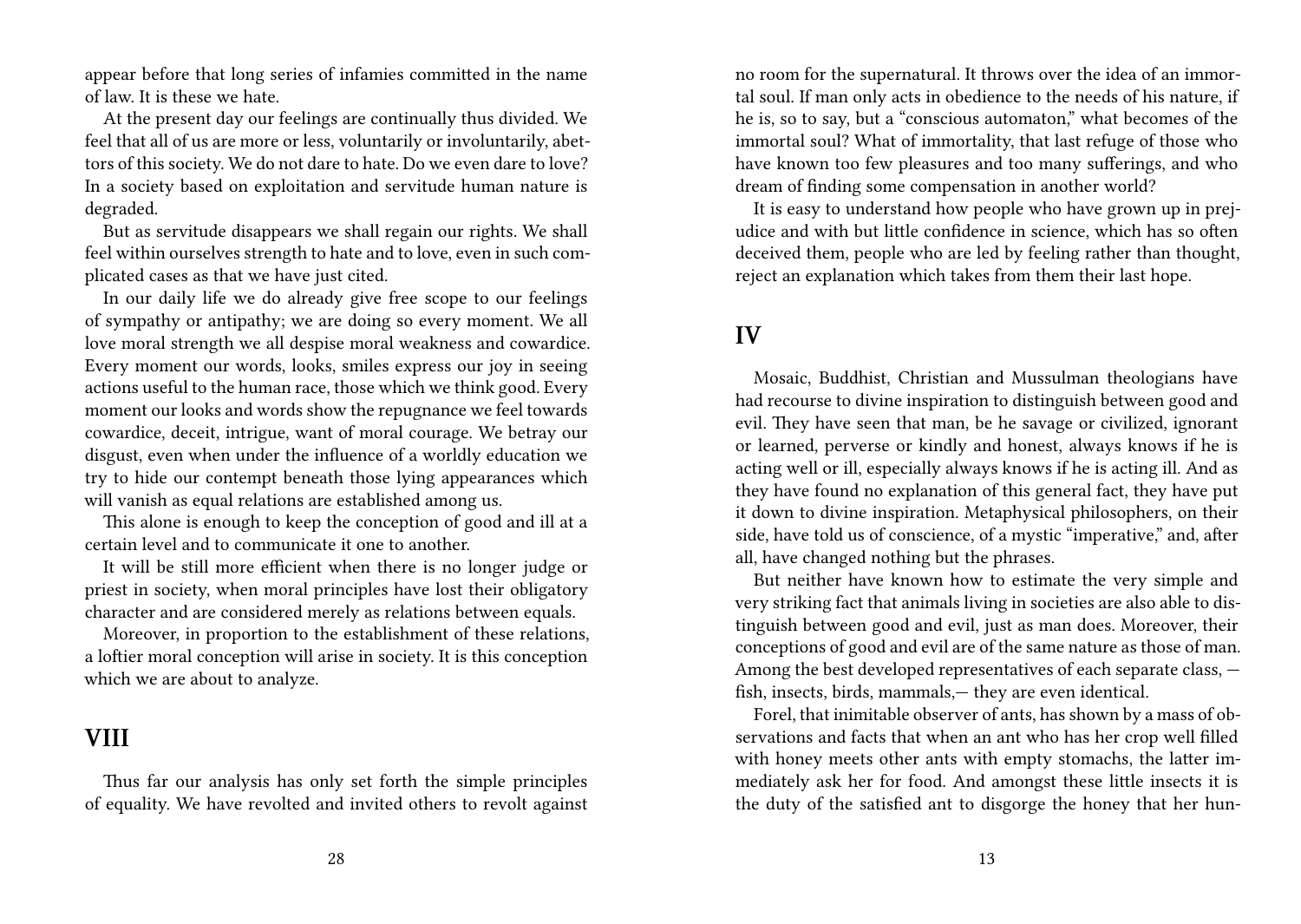appear before that long series of infamies committed in the name of law. It is these we hate.

At the present day our feelings are continually thus divided. We feel that all of us are more or less, voluntarily or involuntarily, abettors of this society. We do not dare to hate. Do we even dare to love? In a society based on exploitation and servitude human nature is degraded.

But as servitude disappears we shall regain our rights. We shall feel within ourselves strength to hate and to love, even in such complicated cases as that we have just cited.

In our daily life we do already give free scope to our feelings of sympathy or antipathy; we are doing so every moment. We all love moral strength we all despise moral weakness and cowardice. Every moment our words, looks, smiles express our joy in seeing actions useful to the human race, those which we think good. Every moment our looks and words show the repugnance we feel towards cowardice, deceit, intrigue, want of moral courage. We betray our disgust, even when under the influence of a worldly education we try to hide our contempt beneath those lying appearances which will vanish as equal relations are established among us.

This alone is enough to keep the conception of good and ill at a certain level and to communicate it one to another.

It will be still more efficient when there is no longer judge or priest in society, when moral principles have lost their obligatory character and are considered merely as relations between equals.

Moreover, in proportion to the establishment of these relations, a loftier moral conception will arise in society. It is this conception which we are about to analyze.

## VIII

Thus far our analysis has only set forth the simple principles of equality. We have revolted and invited others to revolt against

no room for the supernatural. It throws over the idea of an immortal soul. If man only acts in obedience to the needs of his nature, if he is, so to say, but a "conscious automaton," what becomes of the immortal soul? What of immortality, that last refuge of those who have known too few pleasures and too many sufferings, and who dream of finding some compensation in another world?

It is easy to understand how people who have grown up in prejudice and with but little confidence in science, which has so often deceived them, people who are led by feeling rather than thought, reject an explanation which takes from them their last hope.

## IV

Mosaic, Buddhist, Christian and Mussulman theologians have had recourse to divine inspiration to distinguish between good and evil. They have seen that man, be he savage or civilized, ignorant or learned, perverse or kindly and honest, always knows if he is acting well or ill, especially always knows if he is acting ill. And as they have found no explanation of this general fact, they have put it down to divine inspiration. Metaphysical philosophers, on their side, have told us of conscience, of a mystic "imperative," and, after all, have changed nothing but the phrases.

But neither have known how to estimate the very simple and very striking fact that animals living in societies are also able to distinguish between good and evil, just as man does. Moreover, their conceptions of good and evil are of the same nature as those of man. Among the best developed representatives of each separate class, — fish, insects, birds, mammals,— they are even identical.

Forel, that inimitable observer of ants, has shown by a mass of observations and facts that when an ant who has her crop well filled with honey meets other ants with empty stomachs, the latter immediately ask her for food. And amongst these little insects it is the duty of the satisfied ant to disgorge the honey that her hun-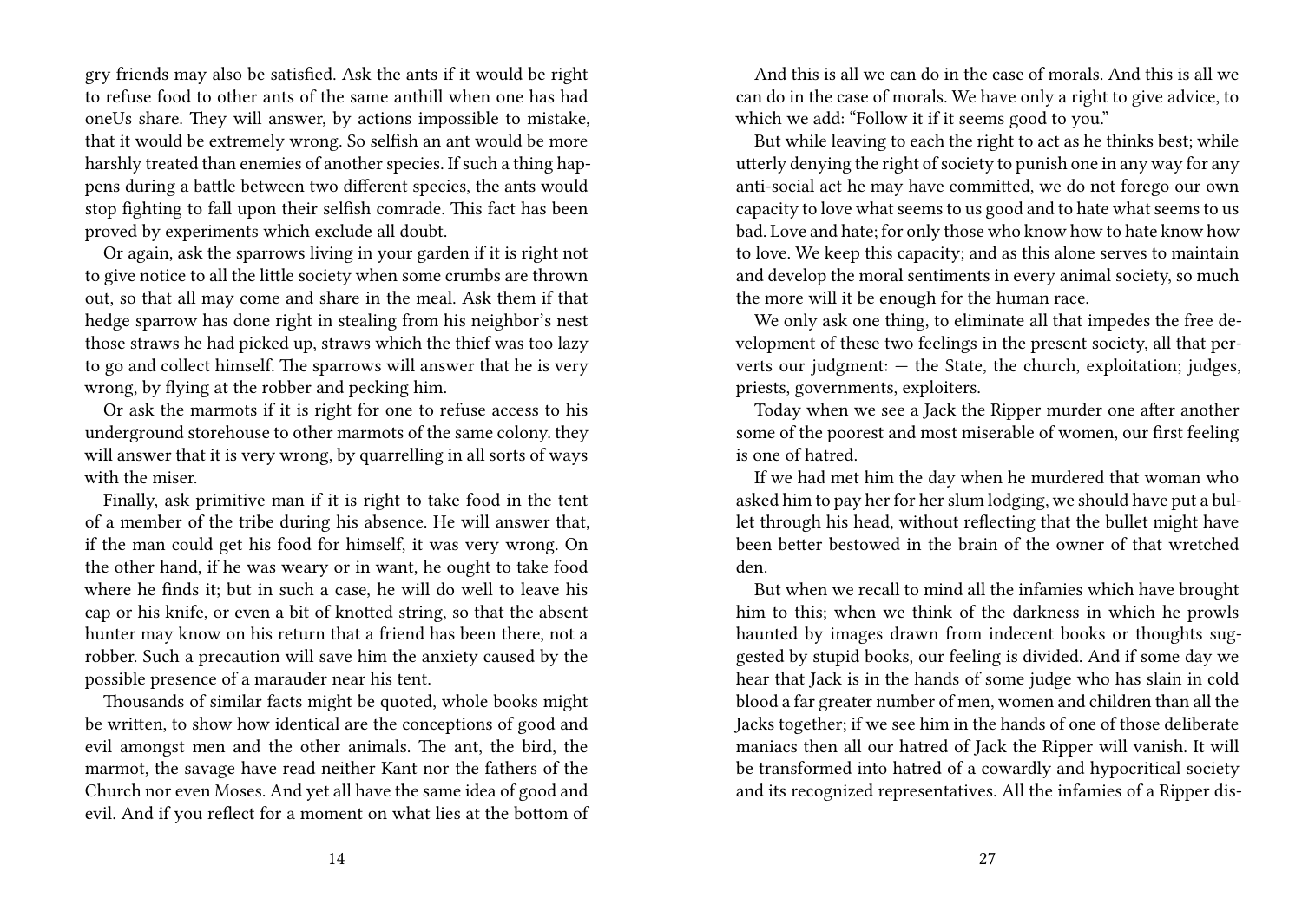gry friends may also be satisfied. Ask the ants if it would be right to refuse food to other ants of the same anthill when one has had oneUs share. They will answer, by actions impossible to mistake, that it would be extremely wrong. So selfish an ant would be more harshly treated than enemies of another species. If such a thing happens during a battle between two different species, the ants would stop fighting to fall upon their selfish comrade. This fact has been proved by experiments which exclude all doubt.

Or again, ask the sparrows living in your garden if it is right not to give notice to all the little society when some crumbs are thrown out, so that all may come and share in the meal. Ask them if that hedge sparrow has done right in stealing from his neighbor's nest those straws he had picked up, straws which the thief was too lazy to go and collect himself. The sparrows will answer that he is very wrong, by flying at the robber and pecking him.

Or ask the marmots if it is right for one to refuse access to his underground storehouse to other marmots of the same colony. they will answer that it is very wrong, by quarrelling in all sorts of ways with the miser.

Finally, ask primitive man if it is right to take food in the tent of a member of the tribe during his absence. He will answer that, if the man could get his food for himself, it was very wrong. On the other hand, if he was weary or in want, he ought to take food where he finds it; but in such a case, he will do well to leave his cap or his knife, or even a bit of knotted string, so that the absent hunter may know on his return that a friend has been there, not a robber. Such a precaution will save him the anxiety caused by the possible presence of a marauder near his tent.

Thousands of similar facts might be quoted, whole books might be written, to show how identical are the conceptions of good and evil amongst men and the other animals. The ant, the bird, the marmot, the savage have read neither Kant nor the fathers of the Church nor even Moses. And yet all have the same idea of good and evil. And if you reflect for a moment on what lies at the bottom of

And this is all we can do in the case of morals. And this is all we can do in the case of morals. We have only a right to give advice, to which we add: "Follow it if it seems good to you."

But while leaving to each the right to act as he thinks best; while utterly denying the right of society to punish one in any way for any anti-social act he may have committed, we do not forego our own capacity to love what seems to us good and to hate what seems to us bad. Love and hate; for only those who know how to hate know how to love. We keep this capacity; and as this alone serves to maintain and develop the moral sentiments in every animal society, so much the more will it be enough for the human race.

We only ask one thing, to eliminate all that impedes the free development of these two feelings in the present society, all that perverts our judgment: — the State, the church, exploitation; judges, priests, governments, exploiters.

Today when we see a Jack the Ripper murder one after another some of the poorest and most miserable of women, our first feeling is one of hatred.

If we had met him the day when he murdered that woman who asked him to pay her for her slum lodging, we should have put a bullet through his head, without reflecting that the bullet might have been better bestowed in the brain of the owner of that wretched den.

But when we recall to mind all the infamies which have brought him to this; when we think of the darkness in which he prowls haunted by images drawn from indecent books or thoughts suggested by stupid books, our feeling is divided. And if some day we hear that Jack is in the hands of some judge who has slain in cold blood a far greater number of men, women and children than all the Jacks together; if we see him in the hands of one of those deliberate maniacs then all our hatred of Jack the Ripper will vanish. It will be transformed into hatred of a cowardly and hypocritical society and its recognized representatives. All the infamies of a Ripper dis-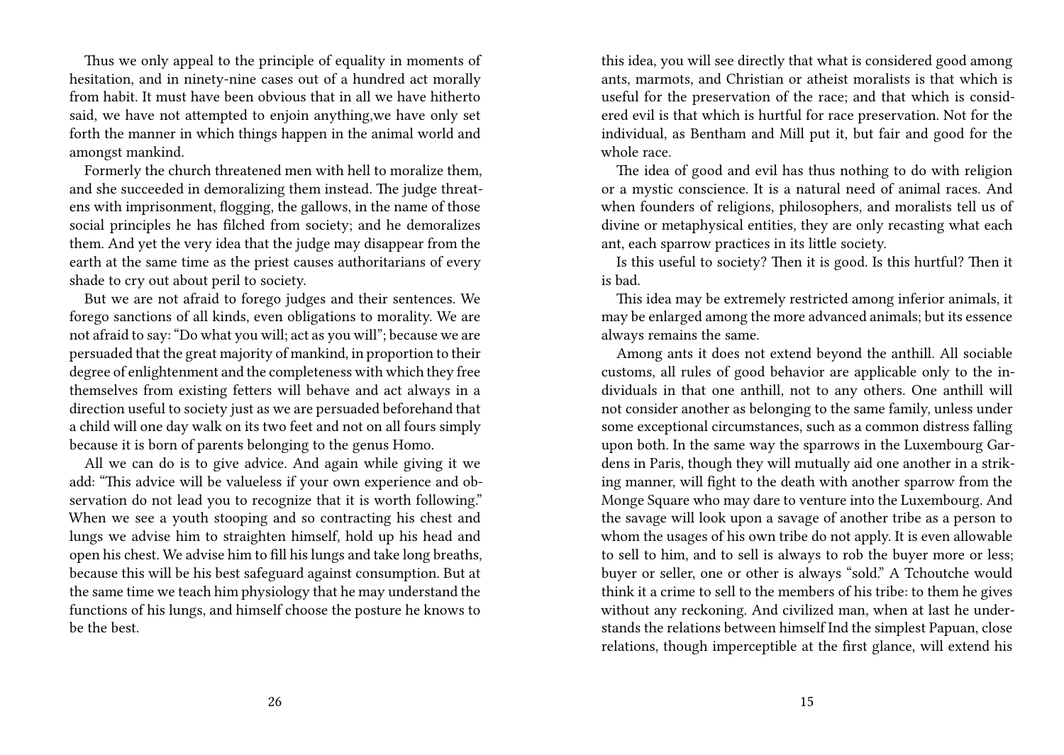Thus we only appeal to the principle of equality in moments of hesitation, and in ninety-nine cases out of a hundred act morally from habit. It must have been obvious that in all we have hitherto said, we have not attempted to enjoin anything,we have only set forth the manner in which things happen in the animal world and amongst mankind.

Formerly the church threatened men with hell to moralize them, and she succeeded in demoralizing them instead. The judge threatens with imprisonment, flogging, the gallows, in the name of those social principles he has filched from society; and he demoralizes them. And yet the very idea that the judge may disappear from the earth at the same time as the priest causes authoritarians of every shade to cry out about peril to society.

But we are not afraid to forego judges and their sentences. We forego sanctions of all kinds, even obligations to morality. We are not afraid to say: "Do what you will; act as you will"; because we are persuaded that the great majority of mankind, in proportion to their degree of enlightenment and the completeness with which they free themselves from existing fetters will behave and act always in a direction useful to society just as we are persuaded beforehand that a child will one day walk on its two feet and not on all fours simply because it is born of parents belonging to the genus Homo.

All we can do is to give advice. And again while giving it we add: "This advice will be valueless if your own experience and observation do not lead you to recognize that it is worth following." When we see a youth stooping and so contracting his chest and lungs we advise him to straighten himself, hold up his head and open his chest. We advise him to fill his lungs and take long breaths, because this will be his best safeguard against consumption. But at the same time we teach him physiology that he may understand the functions of his lungs, and himself choose the posture he knows to be the best.

this idea, you will see directly that what is considered good among ants, marmots, and Christian or atheist moralists is that which is useful for the preservation of the race; and that which is considered evil is that which is hurtful for race preservation. Not for the individual, as Bentham and Mill put it, but fair and good for the whole race.

The idea of good and evil has thus nothing to do with religion or a mystic conscience. It is a natural need of animal races. And when founders of religions, philosophers, and moralists tell us of divine or metaphysical entities, they are only recasting what each ant, each sparrow practices in its little society.

Is this useful to society? Then it is good. Is this hurtful? Then it is bad.

This idea may be extremely restricted among inferior animals, it may be enlarged among the more advanced animals; but its essence always remains the same.

Among ants it does not extend beyond the anthill. All sociable customs, all rules of good behavior are applicable only to the individuals in that one anthill, not to any others. One anthill will not consider another as belonging to the same family, unless under some exceptional circumstances, such as a common distress falling upon both. In the same way the sparrows in the Luxembourg Gardens in Paris, though they will mutually aid one another in a striking manner, will fight to the death with another sparrow from the Monge Square who may dare to venture into the Luxembourg. And the savage will look upon a savage of another tribe as a person to whom the usages of his own tribe do not apply. It is even allowable to sell to him, and to sell is always to rob the buyer more or less; buyer or seller, one or other is always "sold." A Tchoutche would think it a crime to sell to the members of his tribe: to them he gives without any reckoning. And civilized man, when at last he understands the relations between himself Ind the simplest Papuan, close relations, though imperceptible at the first glance, will extend his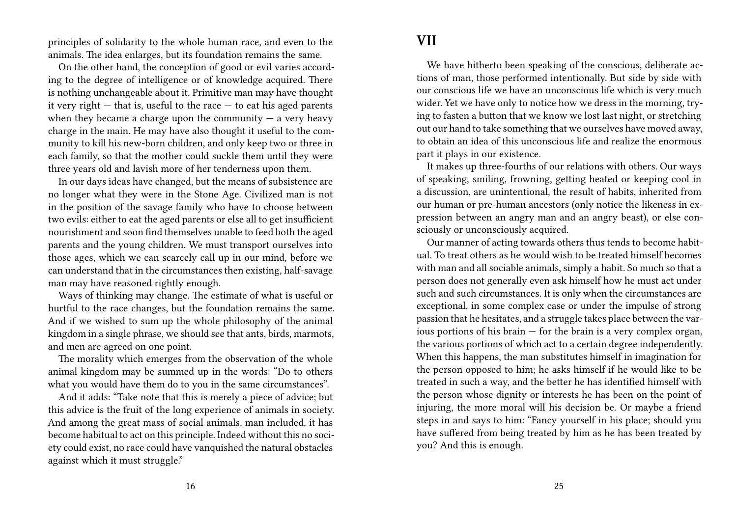principles of solidarity to the whole human race, and even to the animals. The idea enlarges, but its foundation remains the same.

On the other hand, the conception of good or evil varies according to the degree of intelligence or of knowledge acquired. There is nothing unchangeable about it. Primitive man may have thought it very right — that is, useful to the race — to eat his aged parents when they became a charge upon the community — a very heavy charge in the main. He may have also thought it useful to the community to kill his new-born children, and only keep two or three in each family, so that the mother could suckle them until they were three years old and lavish more of her tenderness upon them.

In our days ideas have changed, but the means of subsistence are no longer what they were in the Stone Age. Civilized man is not in the position of the savage family who have to choose between two evils: either to eat the aged parents or else all to get insufficient nourishment and soon find themselves unable to feed both the aged parents and the young children. We must transport ourselves into those ages, which we can scarcely call up in our mind, before we can understand that in the circumstances then existing, half-savage man may have reasoned rightly enough.

Ways of thinking may change. The estimate of what is useful or hurtful to the race changes, but the foundation remains the same. And if we wished to sum up the whole philosophy of the animal kingdom in a single phrase, we should see that ants, birds, marmots, and men are agreed on one point.

The morality which emerges from the observation of the whole animal kingdom may be summed up in the words: "Do to others what you would have them do to you in the same circumstances".

And it adds: "Take note that this is merely a piece of advice; but this advice is the fruit of the long experience of animals in society. And among the great mass of social animals, man included, it has become habitual to act on this principle. Indeed without this no society could exist, no race could have vanquished the natural obstacles against which it must struggle."

## VII

We have hitherto been speaking of the conscious, deliberate actions of man, those performed intentionally. But side by side with our conscious life we have an unconscious life which is very much wider. Yet we have only to notice how we dress in the morning, trying to fasten a button that we know we lost last night, or stretching out our hand to take something that we ourselves have moved away, to obtain an idea of this unconscious life and realize the enormous part it plays in our existence.

It makes up three-fourths of our relations with others. Our ways of speaking, smiling, frowning, getting heated or keeping cool in a discussion, are unintentional, the result of habits, inherited from our human or pre-human ancestors (only notice the likeness in expression between an angry man and an angry beast), or else consciously or unconsciously acquired.

Our manner of acting towards others thus tends to become habitual. To treat others as he would wish to be treated himself becomes with man and all sociable animals, simply a habit. So much so that a person does not generally even ask himself how he must act under such and such circumstances. It is only when the circumstances are exceptional, in some complex case or under the impulse of strong passion that he hesitates, and a struggle takes place between the various portions of his brain — for the brain is a very complex organ, the various portions of which act to a certain degree independently. When this happens, the man substitutes himself in imagination for the person opposed to him; he asks himself if he would like to be treated in such a way, and the better he has identified himself with the person whose dignity or interests he has been on the point of injuring, the more moral will his decision be. Or maybe a friend steps in and says to him: "Fancy yourself in his place; should you have suffered from being treated by him as he has been treated by you? And this is enough.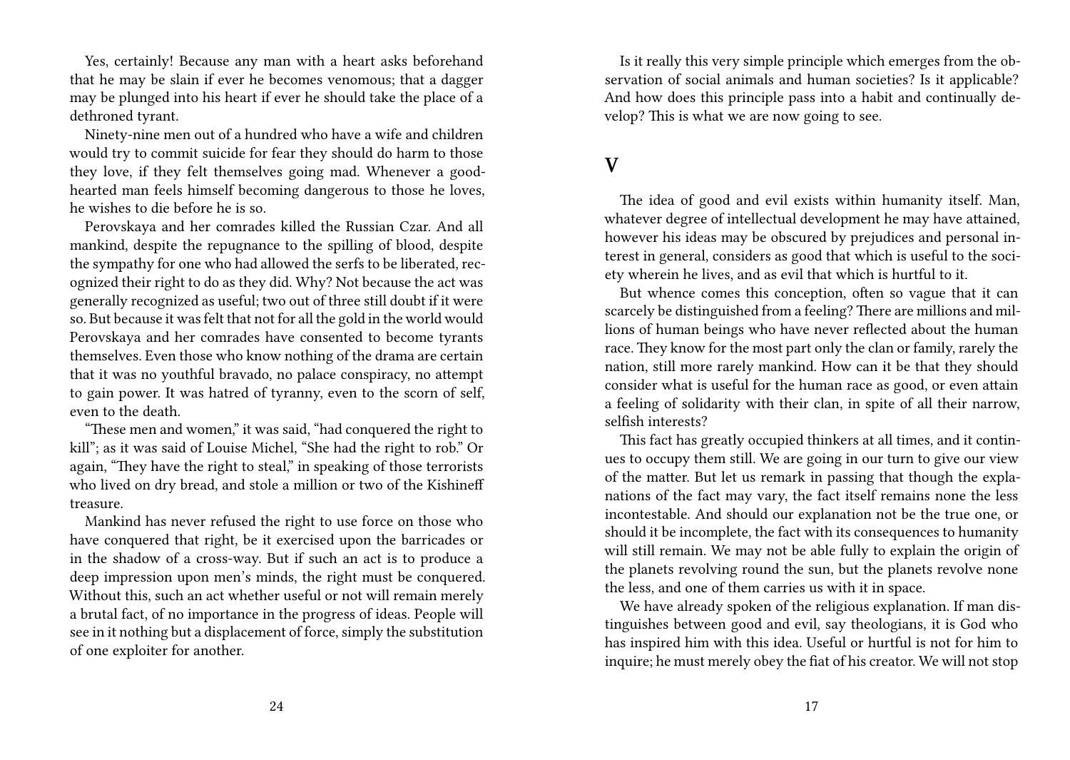Yes, certainly! Because any man with a heart asks beforehand that he may be slain if ever he becomes venomous; that a dagger may be plunged into his heart if ever he should take the place of a dethroned tyrant.

Ninety-nine men out of a hundred who have a wife and children would try to commit suicide for fear they should do harm to those they love, if they felt themselves going mad. Whenever a good-hearted man feels himself becoming dangerous to those he loves, he wishes to die before he is so.

Perovskaya and her comrades killed the Russian Czar. And all mankind, despite the repugnance to the spilling of blood, despite the sympathy for one who had allowed the serfs to be liberated, recognized their right to do as they did. Why? Not because the act was generally recognized as useful; two out of three still doubt if it were so. But because it was felt that not for all the gold in the world would Perovskaya and her comrades have consented to become tyrants themselves. Even those who know nothing of the drama are certain that it was no youthful bravado, no palace conspiracy, no attempt to gain power. It was hatred of tyranny, even to the scorn of self, even to the death.

"These men and women," it was said, "had conquered the right to kill"; as it was said of Louise Michel, "She had the right to rob." Or again, "They have the right to steal," in speaking of those terrorists who lived on dry bread, and stole a million or two of the Kishineff treasure.

Mankind has never refused the right to use force on those who have conquered that right, be it exercised upon the barricades or in the shadow of a cross-way. But if such an act is to produce a deep impression upon men's minds, the right must be conquered. Without this, such an act whether useful or not will remain merely a brutal fact, of no importance in the progress of ideas. People will see in it nothing but a displacement of force, simply the substitution of one exploiter for another.

Is it really this very simple principle which emerges from the observation of social animals and human societies? Is it applicable? And how does this principle pass into a habit and continually develop? This is what we are now going to see.

## V

The idea of good and evil exists within humanity itself. Man, whatever degree of intellectual development he may have attained, however his ideas may be obscured by prejudices and personal interest in general, considers as good that which is useful to the society wherein he lives, and as evil that which is hurtful to it.

But whence comes this conception, often so vague that it can scarcely be distinguished from a feeling? There are millions and millions of human beings who have never reflected about the human race. They know for the most part only the clan or family, rarely the nation, still more rarely mankind. How can it be that they should consider what is useful for the human race as good, or even attain a feeling of solidarity with their clan, in spite of all their narrow, selfish interests?

This fact has greatly occupied thinkers at all times, and it continues to occupy them still. We are going in our turn to give our view of the matter. But let us remark in passing that though the explanations of the fact may vary, the fact itself remains none the less incontestable. And should our explanation not be the true one, or should it be incomplete, the fact with its consequences to humanity will still remain. We may not be able fully to explain the origin of the planets revolving round the sun, but the planets revolve none the less, and one of them carries us with it in space.

We have already spoken of the religious explanation. If man distinguishes between good and evil, say theologians, it is God who has inspired him with this idea. Useful or hurtful is not for him to inquire; he must merely obey the fiat of his creator. We will not stop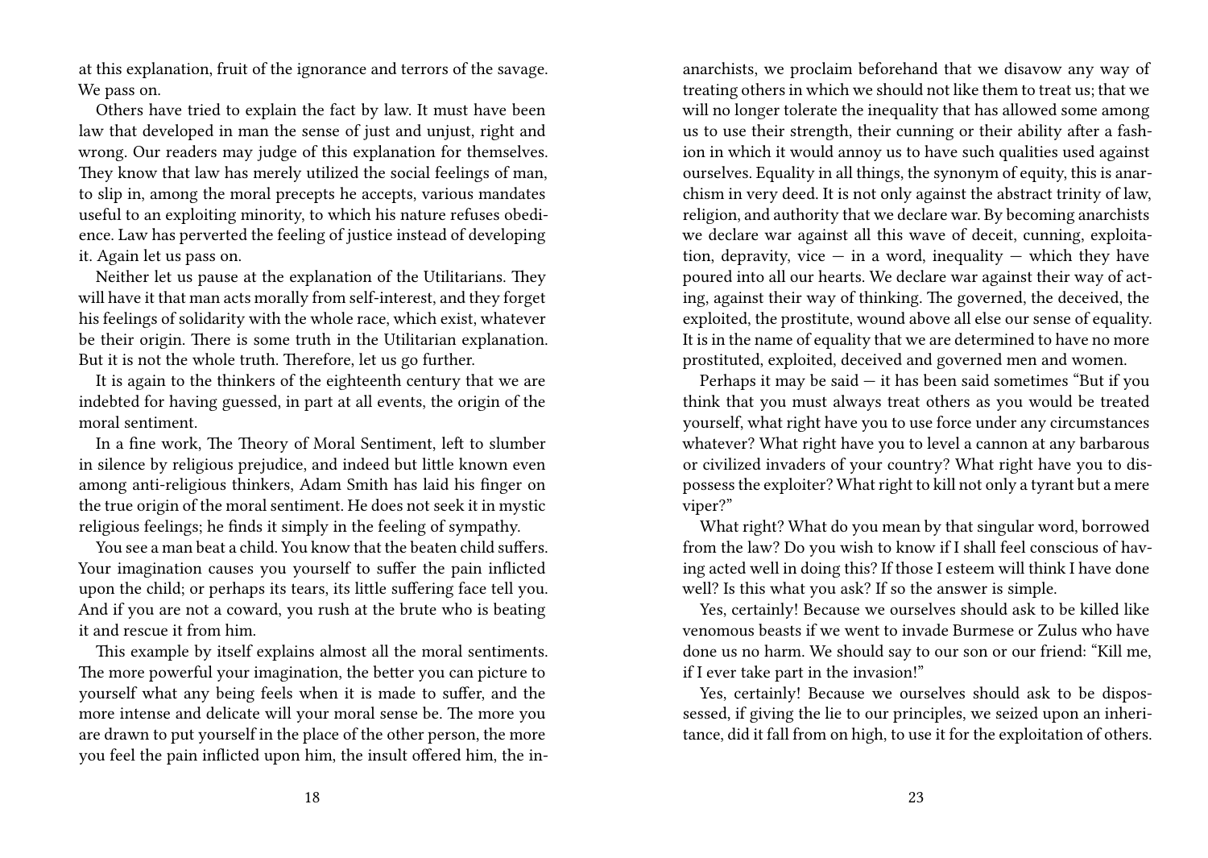at this explanation, fruit of the ignorance and terrors of the savage. We pass on.

Others have tried to explain the fact by law. It must have been law that developed in man the sense of just and unjust, right and wrong. Our readers may judge of this explanation for themselves. They know that law has merely utilized the social feelings of man, to slip in, among the moral precepts he accepts, various mandates useful to an exploiting minority, to which his nature refuses obedience. Law has perverted the feeling of justice instead of developing it. Again let us pass on.

Neither let us pause at the explanation of the Utilitarians. They will have it that man acts morally from self-interest, and they forget his feelings of solidarity with the whole race, which exist, whatever be their origin. There is some truth in the Utilitarian explanation. But it is not the whole truth. Therefore, let us go further.

It is again to the thinkers of the eighteenth century that we are indebted for having guessed, in part at all events, the origin of the moral sentiment.

In a fine work, The Theory of Moral Sentiment, left to slumber in silence by religious prejudice, and indeed but little known even among anti-religious thinkers, Adam Smith has laid his finger on the true origin of the moral sentiment. He does not seek it in mystic religious feelings; he finds it simply in the feeling of sympathy.

You see a man beat a child. You know that the beaten child suffers. Your imagination causes you yourself to suffer the pain inflicted upon the child; or perhaps its tears, its little suffering face tell you. And if you are not a coward, you rush at the brute who is beating it and rescue it from him.

This example by itself explains almost all the moral sentiments. The more powerful your imagination, the better you can picture to yourself what any being feels when it is made to suffer, and the more intense and delicate will your moral sense be. The more you are drawn to put yourself in the place of the other person, the more you feel the pain inflicted upon him, the insult offered him, the in-

anarchists, we proclaim beforehand that we disavow any way of treating others in which we should not like them to treat us; that we will no longer tolerate the inequality that has allowed some among us to use their strength, their cunning or their ability after a fashion in which it would annoy us to have such qualities used against ourselves. Equality in all things, the synonym of equity, this is anarchism in very deed. It is not only against the abstract trinity of law, religion, and authority that we declare war. By becoming anarchists we declare war against all this wave of deceit, cunning, exploitation, depravity, vice — in a word, inequality — which they have poured into all our hearts. We declare war against their way of acting, against their way of thinking. The governed, the deceived, the exploited, the prostitute, wound above all else our sense of equality. It is in the name of equality that we are determined to have no more prostituted, exploited, deceived and governed men and women.

Perhaps it may be said — it has been said sometimes "But if you think that you must always treat others as you would be treated yourself, what right have you to use force under any circumstances whatever? What right have you to level a cannon at any barbarous or civilized invaders of your country? What right have you to dispossess the exploiter? What right to kill not only a tyrant but a mere viper?"

What right? What do you mean by that singular word, borrowed from the law? Do you wish to know if I shall feel conscious of having acted well in doing this? If those I esteem will think I have done well? Is this what you ask? If so the answer is simple.

Yes, certainly! Because we ourselves should ask to be killed like venomous beasts if we went to invade Burmese or Zulus who have done us no harm. We should say to our son or our friend: "Kill me, if I ever take part in the invasion!"

Yes, certainly! Because we ourselves should ask to be dispossessed, if giving the lie to our principles, we seized upon an inheritance, did it fall from on high, to use it for the exploitation of others.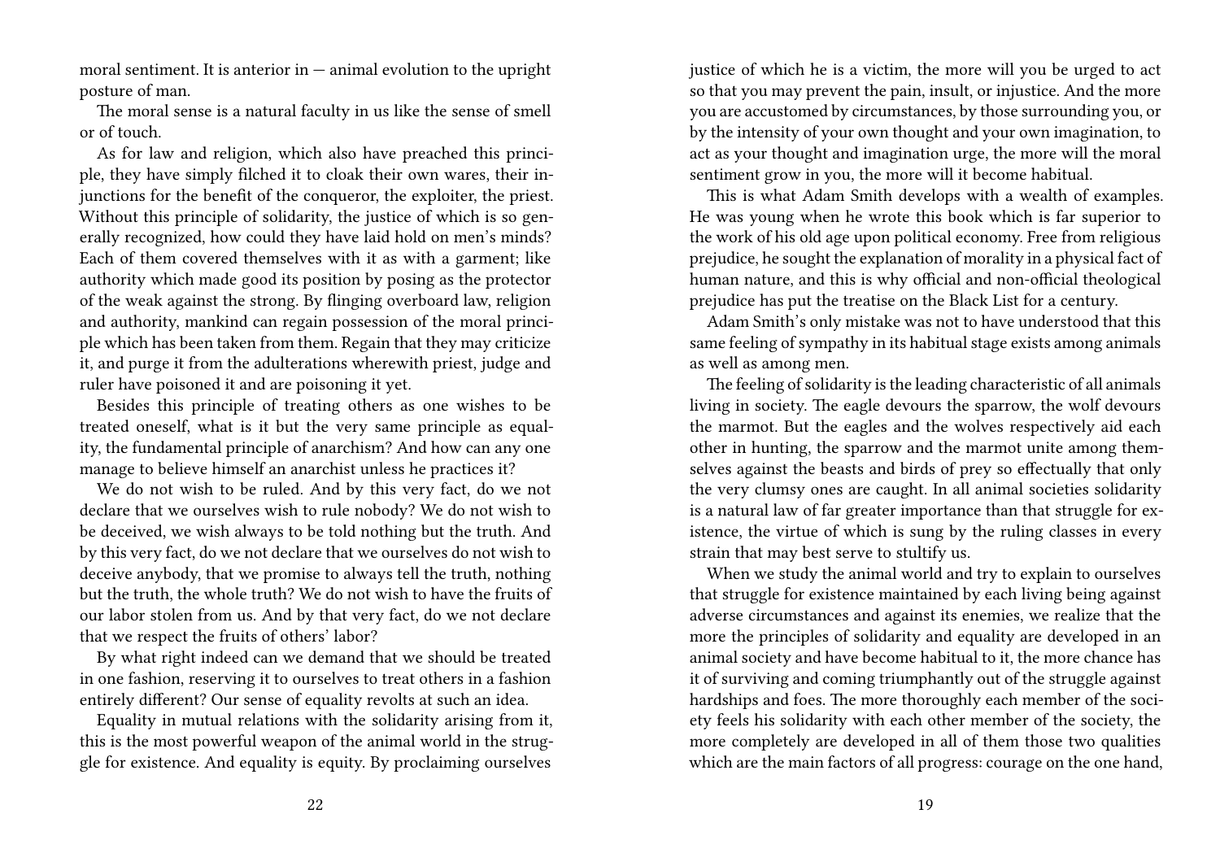moral sentiment. It is anterior in — animal evolution to the upright posture of man.

The moral sense is a natural faculty in us like the sense of smell or of touch.

As for law and religion, which also have preached this principle, they have simply filched it to cloak their own wares, their injunctions for the benefit of the conqueror, the exploiter, the priest. Without this principle of solidarity, the justice of which is so generally recognized, how could they have laid hold on men's minds? Each of them covered themselves with it as with a garment; like authority which made good its position by posing as the protector of the weak against the strong. By flinging overboard law, religion and authority, mankind can regain possession of the moral principle which has been taken from them. Regain that they may criticize it, and purge it from the adulterations wherewith priest, judge and ruler have poisoned it and are poisoning it yet.

Besides this principle of treating others as one wishes to be treated oneself, what is it but the very same principle as equality, the fundamental principle of anarchism? And how can any one manage to believe himself an anarchist unless he practices it?

We do not wish to be ruled. And by this very fact, do we not declare that we ourselves wish to rule nobody? We do not wish to be deceived, we wish always to be told nothing but the truth. And by this very fact, do we not declare that we ourselves do not wish to deceive anybody, that we promise to always tell the truth, nothing but the truth, the whole truth? We do not wish to have the fruits of our labor stolen from us. And by that very fact, do we not declare that we respect the fruits of others' labor?

By what right indeed can we demand that we should be treated in one fashion, reserving it to ourselves to treat others in a fashion entirely different? Our sense of equality revolts at such an idea.

Equality in mutual relations with the solidarity arising from it, this is the most powerful weapon of the animal world in the struggle for existence. And equality is equity. By proclaiming ourselves

justice of which he is a victim, the more will you be urged to act so that you may prevent the pain, insult, or injustice. And the more you are accustomed by circumstances, by those surrounding you, or by the intensity of your own thought and your own imagination, to act as your thought and imagination urge, the more will the moral sentiment grow in you, the more will it become habitual.

This is what Adam Smith develops with a wealth of examples. He was young when he wrote this book which is far superior to the work of his old age upon political economy. Free from religious prejudice, he sought the explanation of morality in a physical fact of human nature, and this is why official and non-official theological prejudice has put the treatise on the Black List for a century.

Adam Smith's only mistake was not to have understood that this same feeling of sympathy in its habitual stage exists among animals as well as among men.

The feeling of solidarity is the leading characteristic of all animals living in society. The eagle devours the sparrow, the wolf devours the marmot. But the eagles and the wolves respectively aid each other in hunting, the sparrow and the marmot unite among themselves against the beasts and birds of prey so effectually that only the very clumsy ones are caught. In all animal societies solidarity is a natural law of far greater importance than that struggle for existence, the virtue of which is sung by the ruling classes in every strain that may best serve to stultify us.

When we study the animal world and try to explain to ourselves that struggle for existence maintained by each living being against adverse circumstances and against its enemies, we realize that the more the principles of solidarity and equality are developed in an animal society and have become habitual to it, the more chance has it of surviving and coming triumphantly out of the struggle against hardships and foes. The more thoroughly each member of the society feels his solidarity with each other member of the society, the more completely are developed in all of them those two qualities which are the main factors of all progress: courage on the one hand,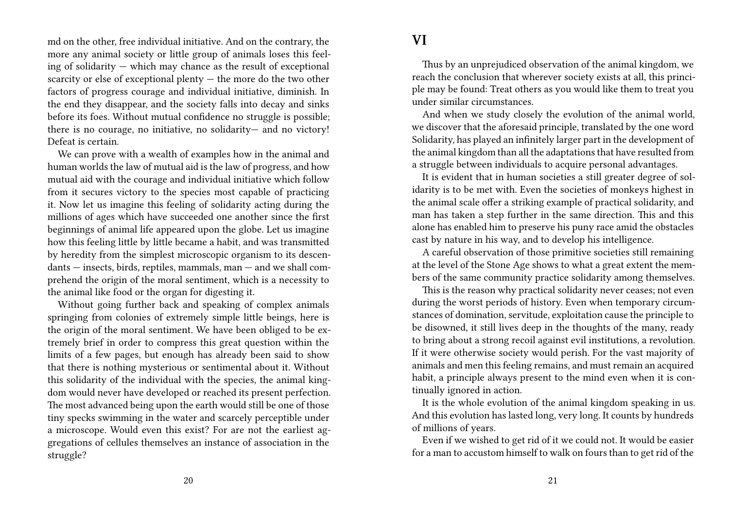md on the other, free individual initiative. And on the contrary, the more any animal society or little group of animals loses this feeling of solidarity — which may chance as the result of exceptional scarcity or else of exceptional plenty — the more do the two other factors of progress courage and individual initiative, diminish. In the end they disappear, and the society falls into decay and sinks before its foes. Without mutual confidence no struggle is possible; there is no courage, no initiative, no solidarity— and no victory! Defeat is certain.

We can prove with a wealth of examples how in the animal and human worlds the law of mutual aid is the law of progress, and how mutual aid with the courage and individual initiative which follow from it secures victory to the species most capable of practicing it. Now let us imagine this feeling of solidarity acting during the millions of ages which have succeeded one another since the first beginnings of animal life appeared upon the globe. Let us imagine how this feeling little by little became a habit, and was transmitted by heredity from the simplest microscopic organism to its descendants — insects, birds, reptiles, mammals, man — and we shall comprehend the origin of the moral sentiment, which is a necessity to the animal like food or the organ for digesting it.

Without going further back and speaking of complex animals springing from colonies of extremely simple little beings, here is the origin of the moral sentiment. We have been obliged to be extremely brief in order to compress this great question within the limits of a few pages, but enough has already been said to show that there is nothing mysterious or sentimental about it. Without this solidarity of the individual with the species, the animal kingdom would never have developed or reached its present perfection. The most advanced being upon the earth would still be one of those tiny specks swimming in the water and scarcely perceptible under a microscope. Would even this exist? For are not the earliest aggregations of cellules themselves an instance of association in the struggle?

## VI

Thus by an unprejudiced observation of the animal kingdom, we reach the conclusion that wherever society exists at all, this principle may be found: Treat others as you would like them to treat you under similar circumstances.

And when we study closely the evolution of the animal world, we discover that the aforesaid principle, translated by the one word Solidarity, has played an infinitely larger part in the development of the animal kingdom than all the adaptations that have resulted from a struggle between individuals to acquire personal advantages.

It is evident that in human societies a still greater degree of solidarity is to be met with. Even the societies of monkeys highest in the animal scale offer a striking example of practical solidarity, and man has taken a step further in the same direction. This and this alone has enabled him to preserve his puny race amid the obstacles cast by nature in his way, and to develop his intelligence.

A careful observation of those primitive societies still remaining at the level of the Stone Age shows to what a great extent the members of the same community practice solidarity among themselves.

This is the reason why practical solidarity never ceases; not even during the worst periods of history. Even when temporary circumstances of domination, servitude, exploitation cause the principle to be disowned, it still lives deep in the thoughts of the many, ready to bring about a strong recoil against evil institutions, a revolution. If it were otherwise society would perish. For the vast majority of animals and men this feeling remains, and must remain an acquired habit, a principle always present to the mind even when it is continually ignored in action.

It is the whole evolution of the animal kingdom speaking in us. And this evolution has lasted long, very long. It counts by hundreds of millions of years.

Even if we wished to get rid of it we could not. It would be easier for a man to accustom himself to walk on fours than to get rid of the